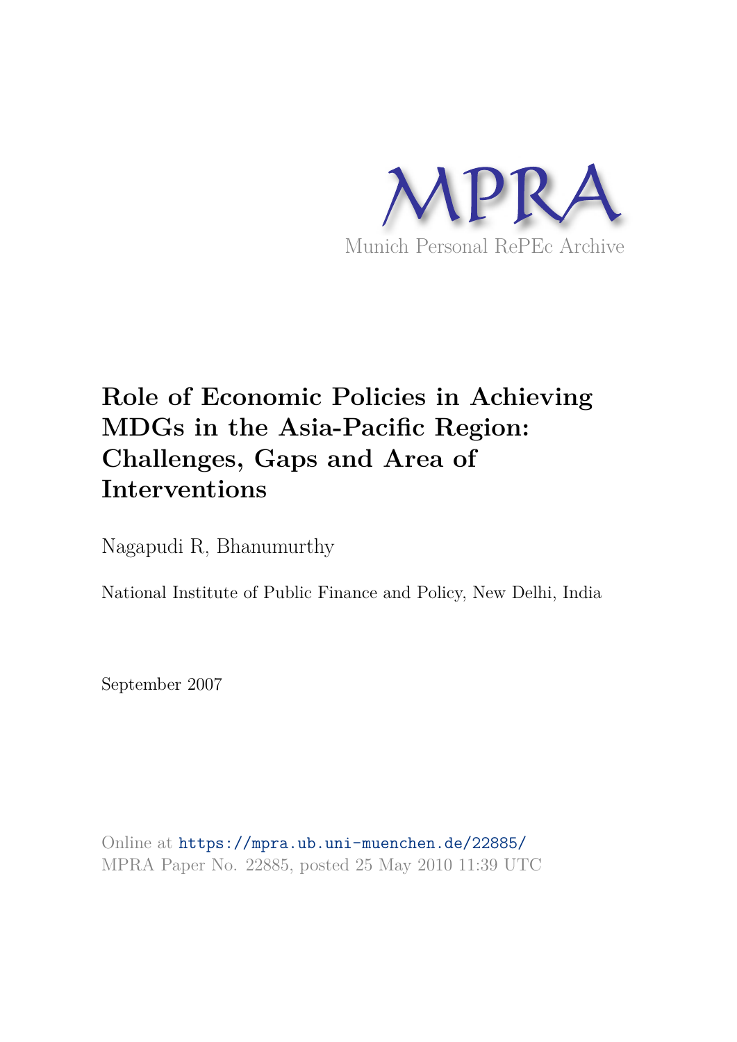MPRA

Munich Personal RePEc Archive

# Role of Economic Policies in Achieving MDGs in the Asia-Pacific Region: Challenges, Gaps and Area of Interventions

Nagapudi R, Bhanumurthy

National Institute of Public Finance and Policy, New Delhi, India

September 2007

Online at https://mpra.ub.uni-muenchen.de/22885/
MPRA Paper No. 22885, posted 25 May 2010 11:39 UTC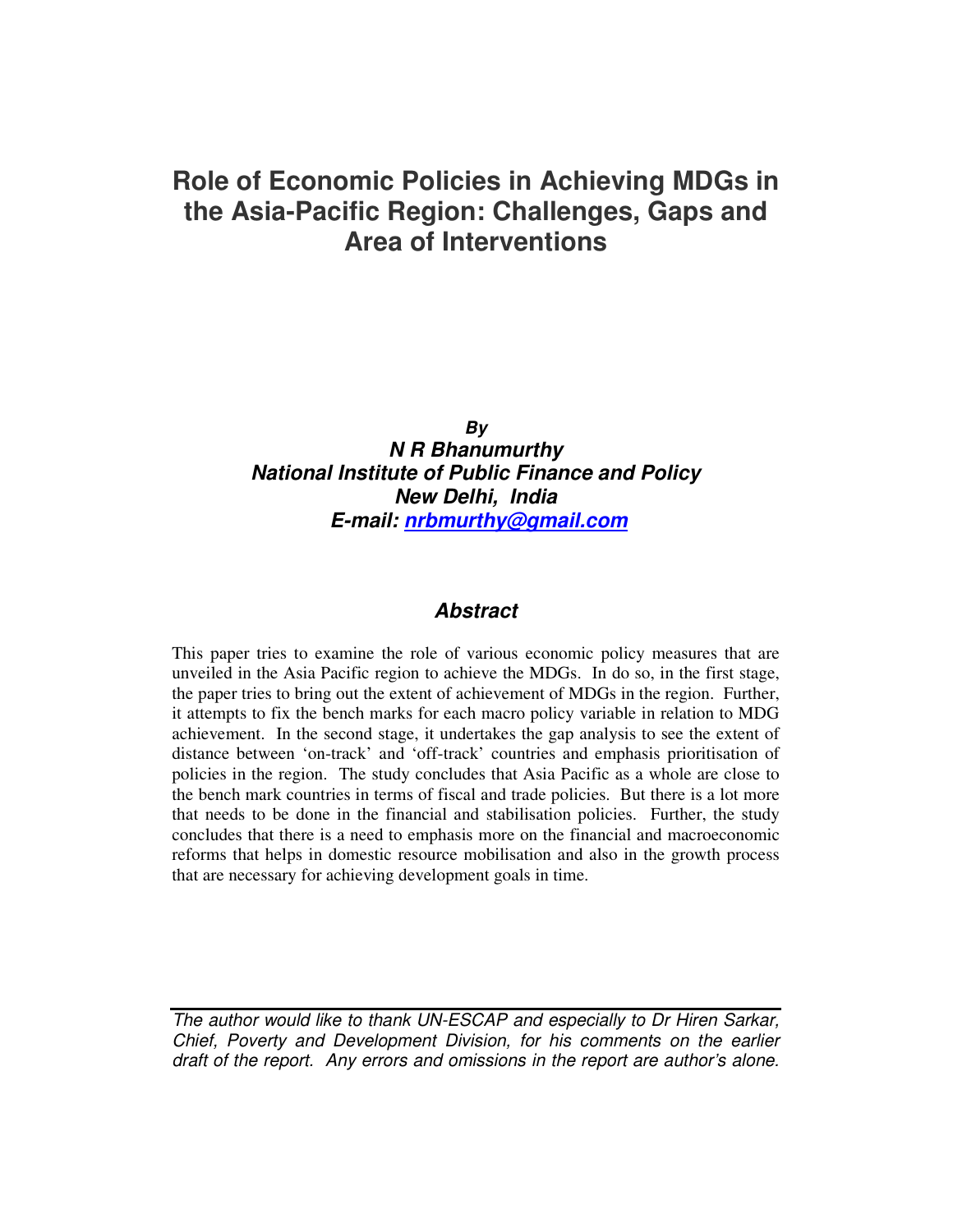# Role of Economic Policies in Achieving MDGs in the Asia-Pacific Region: Challenges, Gaps and Area of Interventions

***By***

***N R Bhanumurthy***

***National Institute of Public Finance and Policy***

***New Delhi, India***

***E-mail: [nrbmurthy@gmail.com](mailto:nrbmurthy@gmail.com)***

## *Abstract*

This paper tries to examine the role of various economic policy measures that are unveiled in the Asia Pacific region to achieve the MDGs. In do so, in the first stage, the paper tries to bring out the extent of achievement of MDGs in the region. Further, it attempts to fix the bench marks for each macro policy variable in relation to MDG achievement. In the second stage, it undertakes the gap analysis to see the extent of distance between 'on-track' and 'off-track' countries and emphasis prioritisation of policies in the region. The study concludes that Asia Pacific as a whole are close to the bench mark countries in terms of fiscal and trade policies. But there is a lot more that needs to be done in the financial and stabilisation policies. Further, the study concludes that there is a need to emphasis more on the financial and macroeconomic reforms that helps in domestic resource mobilisation and also in the growth process that are necessary for achieving development goals in time.

---

*The author would like to thank UN-ESCAP and especially to Dr Hiren Sarkar, Chief, Poverty and Development Division, for his comments on the earlier draft of the report. Any errors and omissions in the report are author's alone.*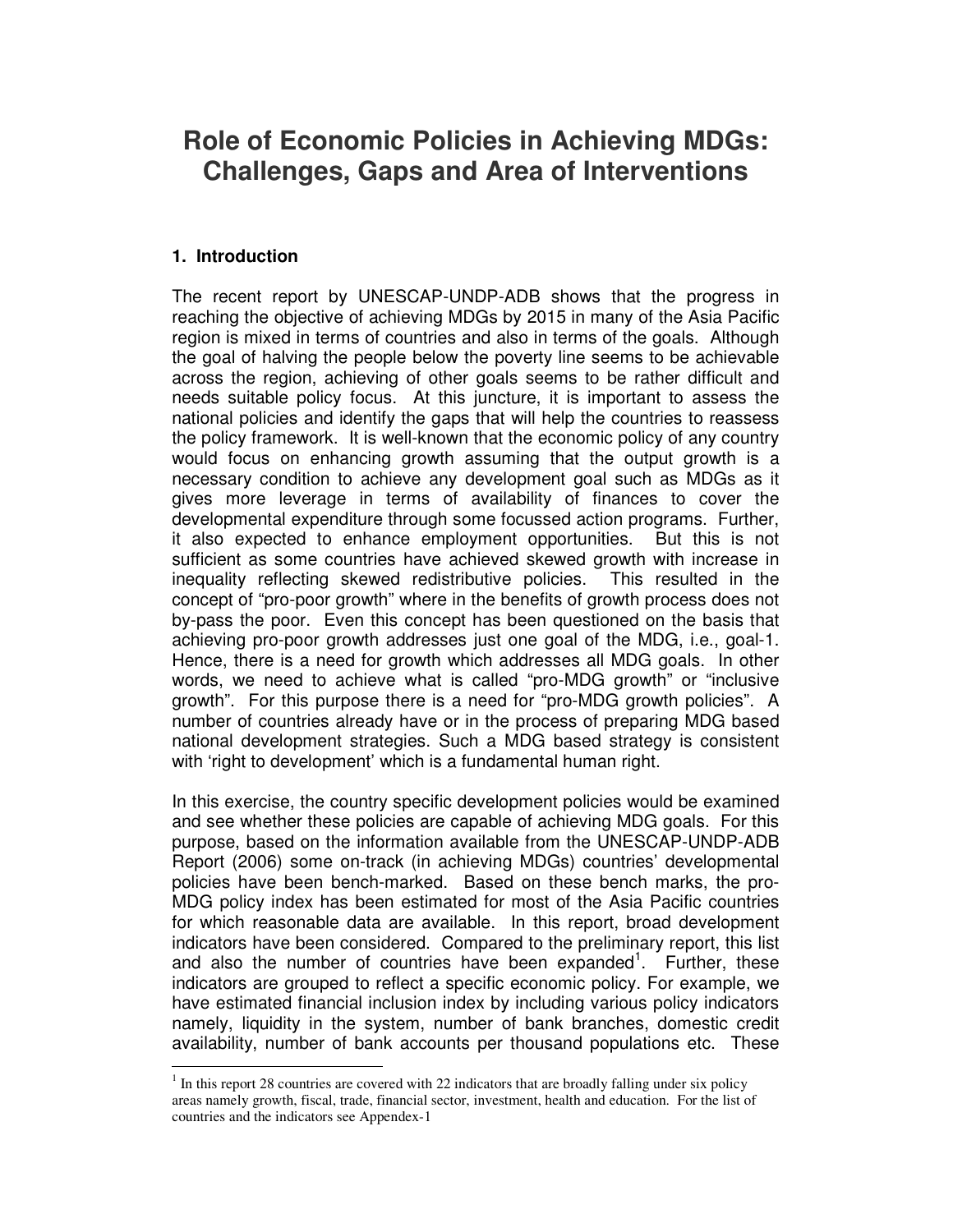# Role of Economic Policies in Achieving MDGs: Challenges, Gaps and Area of Interventions

## 1. Introduction

The recent report by UNESCAP-UNDP-ADB shows that the progress in reaching the objective of achieving MDGs by 2015 in many of the Asia Pacific region is mixed in terms of countries and also in terms of the goals. Although the goal of halving the people below the poverty line seems to be achievable across the region, achieving of other goals seems to be rather difficult and needs suitable policy focus. At this juncture, it is important to assess the national policies and identify the gaps that will help the countries to reassess the policy framework. It is well-known that the economic policy of any country would focus on enhancing growth assuming that the output growth is a necessary condition to achieve any development goal such as MDGs as it gives more leverage in terms of availability of finances to cover the developmental expenditure through some focussed action programs. Further, it also expected to enhance employment opportunities. But this is not sufficient as some countries have achieved skewed growth with increase in inequality reflecting skewed redistributive policies. This resulted in the concept of "pro-poor growth" where in the benefits of growth process does not by-pass the poor. Even this concept has been questioned on the basis that achieving pro-poor growth addresses just one goal of the MDG, i.e., goal-1. Hence, there is a need for growth which addresses all MDG goals. In other words, we need to achieve what is called "pro-MDG growth" or "inclusive growth". For this purpose there is a need for "pro-MDG growth policies". A number of countries already have or in the process of preparing MDG based national development strategies. Such a MDG based strategy is consistent with 'right to development' which is a fundamental human right.

In this exercise, the country specific development policies would be examined and see whether these policies are capable of achieving MDG goals. For this purpose, based on the information available from the UNESCAP-UNDP-ADB Report (2006) some on-track (in achieving MDGs) countries' developmental policies have been bench-marked. Based on these bench marks, the pro-MDG policy index has been estimated for most of the Asia Pacific countries for which reasonable data are available. In this report, broad development indicators have been considered. Compared to the preliminary report, this list and also the number of countries have been expanded[1]. Further, these indicators are grouped to reflect a specific economic policy. For example, we have estimated financial inclusion index by including various policy indicators namely, liquidity in the system, number of bank branches, domestic credit availability, number of bank accounts per thousand populations etc. These

[1] In this report 28 countries are covered with 22 indicators that are broadly falling under six policy areas namely growth, fiscal, trade, financial sector, investment, health and education. For the list of countries and the indicators see Appendex-1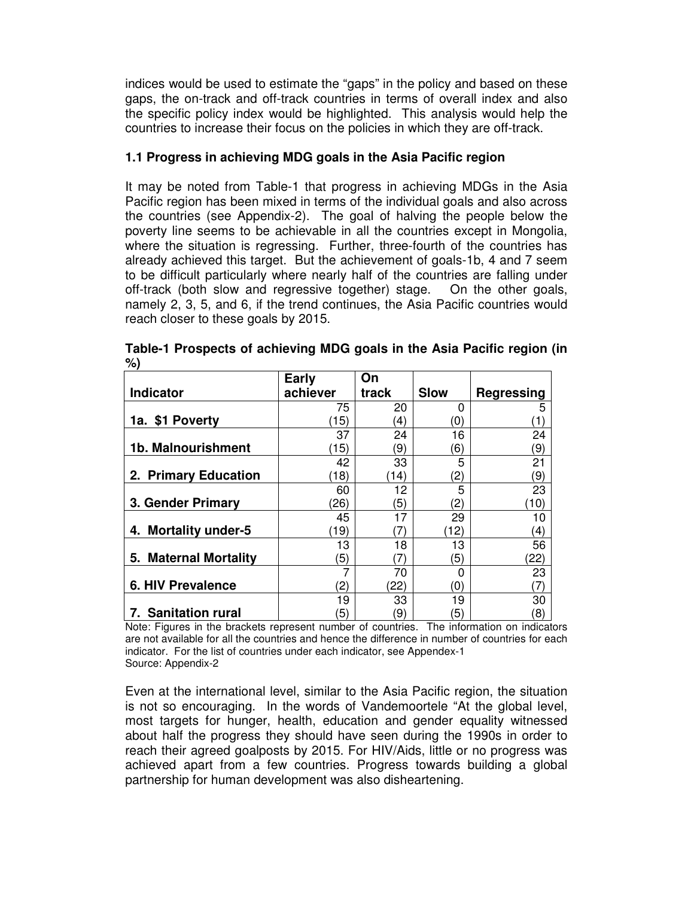indices would be used to estimate the "gaps" in the policy and based on these gaps, the on-track and off-track countries in terms of overall index and also the specific policy index would be highlighted. This analysis would help the countries to increase their focus on the policies in which they are off-track.

### 1.1 Progress in achieving MDG goals in the Asia Pacific region

It may be noted from Table-1 that progress in achieving MDGs in the Asia Pacific region has been mixed in terms of the individual goals and also across the countries (see Appendix-2). The goal of halving the people below the poverty line seems to be achievable in all the countries except in Mongolia, where the situation is regressing. Further, three-fourth of the countries has already achieved this target. But the achievement of goals-1b, 4 and 7 seem to be difficult particularly where nearly half of the countries are falling under off-track (both slow and regressive together) stage. On the other goals, namely 2, 3, 5, and 6, if the trend continues, the Asia Pacific countries would reach closer to these goals by 2015.

**Table-1 Prospects of achieving MDG goals in the Asia Pacific region (in %)**

| Indicator | Early achiever | On track | Slow | Regressing |
|---|---|---|---|---|
| **1a. $1 Poverty** | 75 (15) | 20 (4) | 0 (0) | 5 (1) |
| **1b. Malnourishment** | 37 (15) | 24 (9) | 16 (6) | 24 (9) |
| **2. Primary Education** | 42 (18) | 33 (14) | 5 (2) | 21 (9) |
| **3. Gender Primary** | 60 (26) | 12 (5) | 5 (2) | 23 (10) |
| **4. Mortality under-5** | 45 (19) | 17 (7) | 29 (12) | 10 (4) |
| **5. Maternal Mortality** | 13 (5) | 18 (7) | 13 (5) | 56 (22) |
| **6. HIV Prevalence** | 7 (2) | 70 (22) | 0 (0) | 23 (7) |
| **7. Sanitation rural** | 19 (5) | 33 (9) | 19 (5) | 30 (8) |

Note: Figures in the brackets represent number of countries. The information on indicators are not available for all the countries and hence the difference in number of countries for each indicator. For the list of countries under each indicator, see Appendex-1
Source: Appendix-2

Even at the international level, similar to the Asia Pacific region, the situation is not so encouraging. In the words of Vandemoortele "At the global level, most targets for hunger, health, education and gender equality witnessed about half the progress they should have seen during the 1990s in order to reach their agreed goalposts by 2015. For HIV/Aids, little or no progress was achieved apart from a few countries. Progress towards building a global partnership for human development was also disheartening.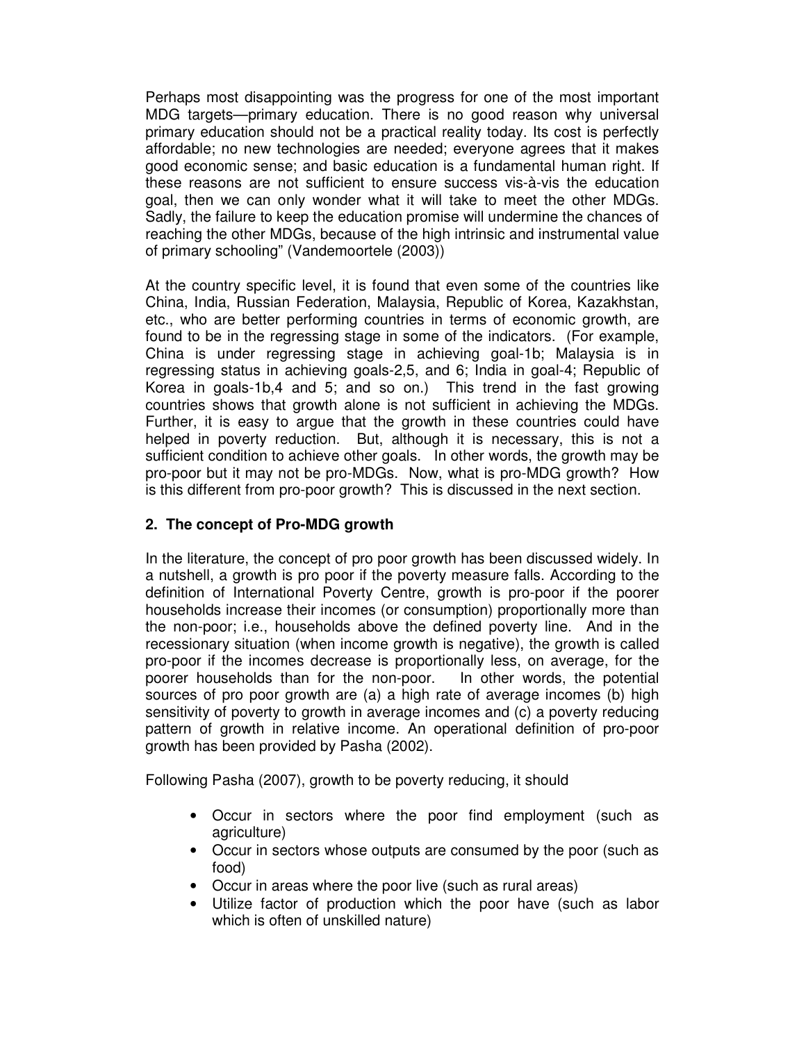Perhaps most disappointing was the progress for one of the most important MDG targets—primary education. There is no good reason why universal primary education should not be a practical reality today. Its cost is perfectly affordable; no new technologies are needed; everyone agrees that it makes good economic sense; and basic education is a fundamental human right. If these reasons are not sufficient to ensure success vis-à-vis the education goal, then we can only wonder what it will take to meet the other MDGs. Sadly, the failure to keep the education promise will undermine the chances of reaching the other MDGs, because of the high intrinsic and instrumental value of primary schooling" (Vandemoortele (2003))

At the country specific level, it is found that even some of the countries like China, India, Russian Federation, Malaysia, Republic of Korea, Kazakhstan, etc., who are better performing countries in terms of economic growth, are found to be in the regressing stage in some of the indicators. (For example, China is under regressing stage in achieving goal-1b; Malaysia is in regressing status in achieving goals-2,5, and 6; India in goal-4; Republic of Korea in goals-1b,4 and 5; and so on.) This trend in the fast growing countries shows that growth alone is not sufficient in achieving the MDGs. Further, it is easy to argue that the growth in these countries could have helped in poverty reduction. But, although it is necessary, this is not a sufficient condition to achieve other goals. In other words, the growth may be pro-poor but it may not be pro-MDGs. Now, what is pro-MDG growth? How is this different from pro-poor growth? This is discussed in the next section.

## 2. The concept of Pro-MDG growth

In the literature, the concept of pro poor growth has been discussed widely. In a nutshell, a growth is pro poor if the poverty measure falls. According to the definition of International Poverty Centre, growth is pro-poor if the poorer households increase their incomes (or consumption) proportionally more than the non-poor; i.e., households above the defined poverty line. And in the recessionary situation (when income growth is negative), the growth is called pro-poor if the incomes decrease is proportionally less, on average, for the poorer households than for the non-poor. In other words, the potential sources of pro poor growth are (a) a high rate of average incomes (b) high sensitivity of poverty to growth in average incomes and (c) a poverty reducing pattern of growth in relative income. An operational definition of pro-poor growth has been provided by Pasha (2002).

Following Pasha (2007), growth to be poverty reducing, it should

- Occur in sectors where the poor find employment (such as agriculture)
- Occur in sectors whose outputs are consumed by the poor (such as food)
- Occur in areas where the poor live (such as rural areas)
- Utilize factor of production which the poor have (such as labor which is often of unskilled nature)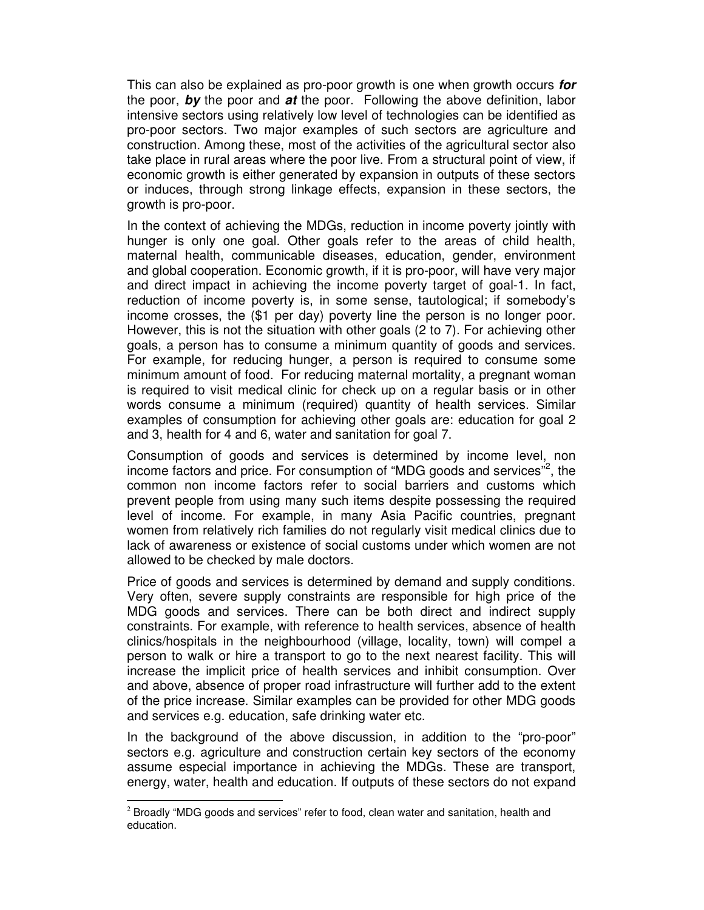This can also be explained as pro-poor growth is one when growth occurs ***for*** the poor, ***by*** the poor and ***at*** the poor. Following the above definition, labor intensive sectors using relatively low level of technologies can be identified as pro-poor sectors. Two major examples of such sectors are agriculture and construction. Among these, most of the activities of the agricultural sector also take place in rural areas where the poor live. From a structural point of view, if economic growth is either generated by expansion in outputs of these sectors or induces, through strong linkage effects, expansion in these sectors, the growth is pro-poor.

In the context of achieving the MDGs, reduction in income poverty jointly with hunger is only one goal. Other goals refer to the areas of child health, maternal health, communicable diseases, education, gender, environment and global cooperation. Economic growth, if it is pro-poor, will have very major and direct impact in achieving the income poverty target of goal-1. In fact, reduction of income poverty is, in some sense, tautological; if somebody's income crosses, the ($1 per day) poverty line the person is no longer poor. However, this is not the situation with other goals (2 to 7). For achieving other goals, a person has to consume a minimum quantity of goods and services. For example, for reducing hunger, a person is required to consume some minimum amount of food. For reducing maternal mortality, a pregnant woman is required to visit medical clinic for check up on a regular basis or in other words consume a minimum (required) quantity of health services. Similar examples of consumption for achieving other goals are: education for goal 2 and 3, health for 4 and 6, water and sanitation for goal 7.

Consumption of goods and services is determined by income level, non income factors and price. For consumption of "MDG goods and services"[2], the common non income factors refer to social barriers and customs which prevent people from using many such items despite possessing the required level of income. For example, in many Asia Pacific countries, pregnant women from relatively rich families do not regularly visit medical clinics due to lack of awareness or existence of social customs under which women are not allowed to be checked by male doctors.

Price of goods and services is determined by demand and supply conditions. Very often, severe supply constraints are responsible for high price of the MDG goods and services. There can be both direct and indirect supply constraints. For example, with reference to health services, absence of health clinics/hospitals in the neighbourhood (village, locality, town) will compel a person to walk or hire a transport to go to the next nearest facility. This will increase the implicit price of health services and inhibit consumption. Over and above, absence of proper road infrastructure will further add to the extent of the price increase. Similar examples can be provided for other MDG goods and services e.g. education, safe drinking water etc.

In the background of the above discussion, in addition to the "pro-poor" sectors e.g. agriculture and construction certain key sectors of the economy assume especial importance in achieving the MDGs. These are transport, energy, water, health and education. If outputs of these sectors do not expand

---

[2] Broadly "MDG goods and services" refer to food, clean water and sanitation, health and education.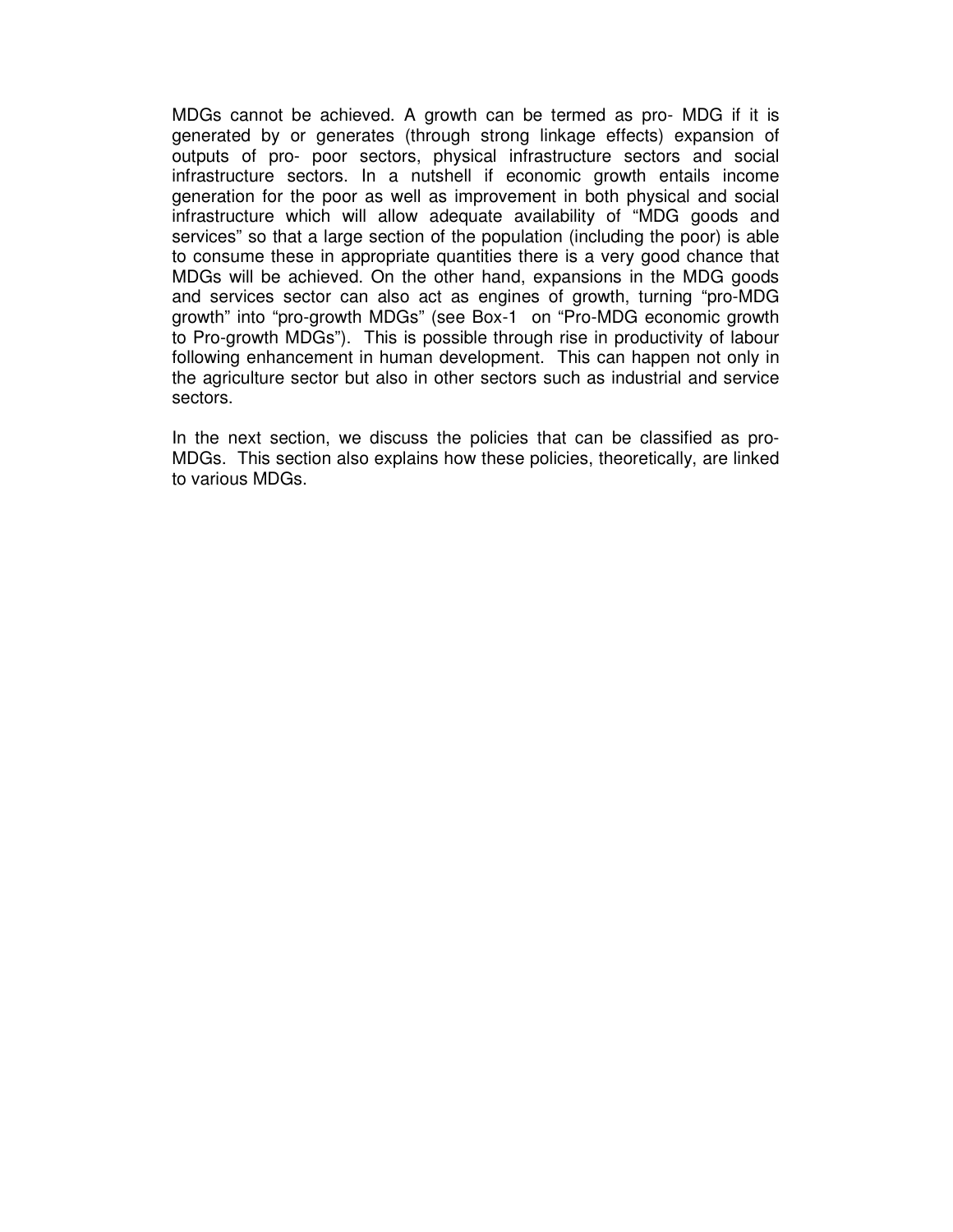MDGs cannot be achieved. A growth can be termed as pro- MDG if it is generated by or generates (through strong linkage effects) expansion of outputs of pro- poor sectors, physical infrastructure sectors and social infrastructure sectors. In a nutshell if economic growth entails income generation for the poor as well as improvement in both physical and social infrastructure which will allow adequate availability of "MDG goods and services" so that a large section of the population (including the poor) is able to consume these in appropriate quantities there is a very good chance that MDGs will be achieved. On the other hand, expansions in the MDG goods and services sector can also act as engines of growth, turning "pro-MDG growth" into "pro-growth MDGs" (see Box-1 on "Pro-MDG economic growth to Pro-growth MDGs"). This is possible through rise in productivity of labour following enhancement in human development. This can happen not only in the agriculture sector but also in other sectors such as industrial and service sectors.

In the next section, we discuss the policies that can be classified as pro-MDGs. This section also explains how these policies, theoretically, are linked to various MDGs.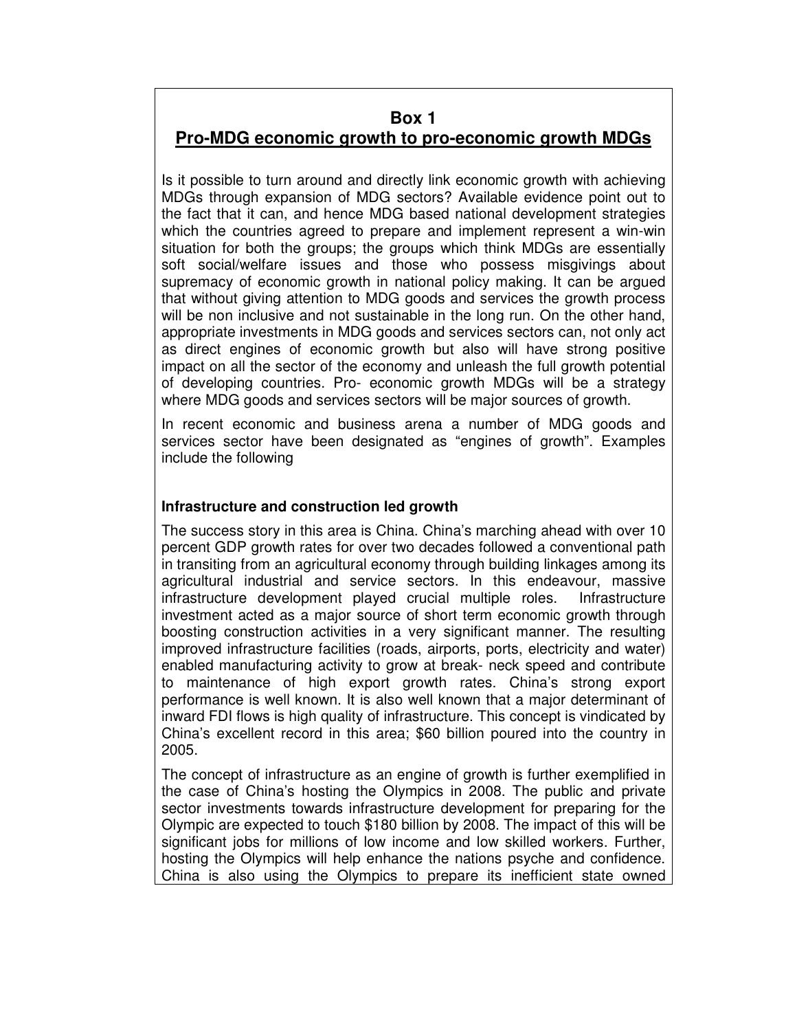## Box 1
## Pro-MDG economic growth to pro-economic growth MDGs

Is it possible to turn around and directly link economic growth with achieving MDGs through expansion of MDG sectors? Available evidence point out to the fact that it can, and hence MDG based national development strategies which the countries agreed to prepare and implement represent a win-win situation for both the groups; the groups which think MDGs are essentially soft social/welfare issues and those who possess misgivings about supremacy of economic growth in national policy making. It can be argued that without giving attention to MDG goods and services the growth process will be non inclusive and not sustainable in the long run. On the other hand, appropriate investments in MDG goods and services sectors can, not only act as direct engines of economic growth but also will have strong positive impact on all the sector of the economy and unleash the full growth potential of developing countries. Pro- economic growth MDGs will be a strategy where MDG goods and services sectors will be major sources of growth.

In recent economic and business arena a number of MDG goods and services sector have been designated as "engines of growth". Examples include the following

**Infrastructure and construction led growth**

The success story in this area is China. China's marching ahead with over 10 percent GDP growth rates for over two decades followed a conventional path in transiting from an agricultural economy through building linkages among its agricultural industrial and service sectors. In this endeavour, massive infrastructure development played crucial multiple roles. Infrastructure investment acted as a major source of short term economic growth through boosting construction activities in a very significant manner. The resulting improved infrastructure facilities (roads, airports, ports, electricity and water) enabled manufacturing activity to grow at break- neck speed and contribute to maintenance of high export growth rates. China's strong export performance is well known. It is also well known that a major determinant of inward FDI flows is high quality of infrastructure. This concept is vindicated by China's excellent record in this area; $60 billion poured into the country in 2005.

The concept of infrastructure as an engine of growth is further exemplified in the case of China's hosting the Olympics in 2008. The public and private sector investments towards infrastructure development for preparing for the Olympic are expected to touch $180 billion by 2008. The impact of this will be significant jobs for millions of low income and low skilled workers. Further, hosting the Olympics will help enhance the nations psyche and confidence. China is also using the Olympics to prepare its inefficient state owned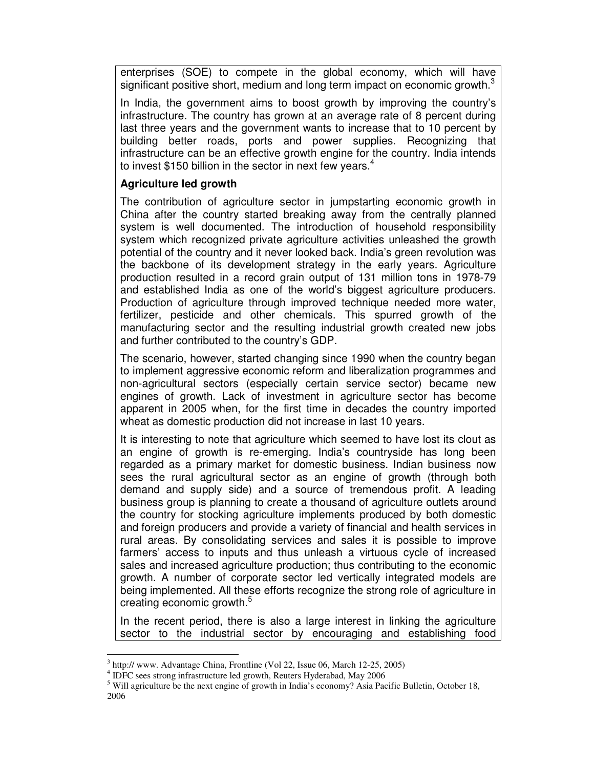enterprises (SOE) to compete in the global economy, which will have significant positive short, medium and long term impact on economic growth.[3]

In India, the government aims to boost growth by improving the country's infrastructure. The country has grown at an average rate of 8 percent during last three years and the government wants to increase that to 10 percent by building better roads, ports and power supplies. Recognizing that infrastructure can be an effective growth engine for the country. India intends to invest $150 billion in the sector in next few years.[4]

**Agriculture led growth**

The contribution of agriculture sector in jumpstarting economic growth in China after the country started breaking away from the centrally planned system is well documented. The introduction of household responsibility system which recognized private agriculture activities unleashed the growth potential of the country and it never looked back. India's green revolution was the backbone of its development strategy in the early years. Agriculture production resulted in a record grain output of 131 million tons in 1978-79 and established India as one of the world's biggest agriculture producers. Production of agriculture through improved technique needed more water, fertilizer, pesticide and other chemicals. This spurred growth of the manufacturing sector and the resulting industrial growth created new jobs and further contributed to the country's GDP.

The scenario, however, started changing since 1990 when the country began to implement aggressive economic reform and liberalization programmes and non-agricultural sectors (especially certain service sector) became new engines of growth. Lack of investment in agriculture sector has become apparent in 2005 when, for the first time in decades the country imported wheat as domestic production did not increase in last 10 years.

It is interesting to note that agriculture which seemed to have lost its clout as an engine of growth is re-emerging. India's countryside has long been regarded as a primary market for domestic business. Indian business now sees the rural agricultural sector as an engine of growth (through both demand and supply side) and a source of tremendous profit. A leading business group is planning to create a thousand of agriculture outlets around the country for stocking agriculture implements produced by both domestic and foreign producers and provide a variety of financial and health services in rural areas. By consolidating services and sales it is possible to improve farmers' access to inputs and thus unleash a virtuous cycle of increased sales and increased agriculture production; thus contributing to the economic growth. A number of corporate sector led vertically integrated models are being implemented. All these efforts recognize the strong role of agriculture in creating economic growth.[5]

In the recent period, there is also a large interest in linking the agriculture sector to the industrial sector by encouraging and establishing food

---

[3] http:// www. Advantage China, Frontline (Vol 22, Issue 06, March 12-25, 2005)

[4] IDFC sees strong infrastructure led growth, Reuters Hyderabad, May 2006

[5] Will agriculture be the next engine of growth in India's economy? Asia Pacific Bulletin, October 18, 2006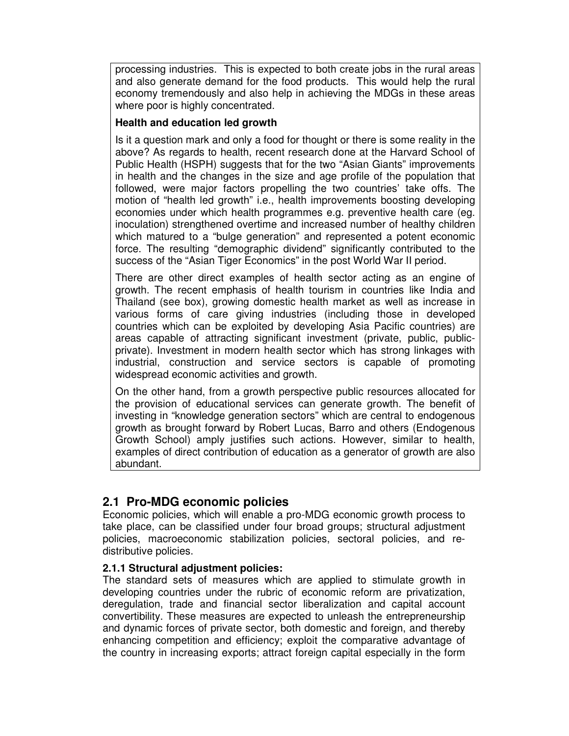processing industries. This is expected to both create jobs in the rural areas and also generate demand for the food products. This would help the rural economy tremendously and also help in achieving the MDGs in these areas where poor is highly concentrated.

**Health and education led growth**

Is it a question mark and only a food for thought or there is some reality in the above? As regards to health, recent research done at the Harvard School of Public Health (HSPH) suggests that for the two "Asian Giants" improvements in health and the changes in the size and age profile of the population that followed, were major factors propelling the two countries' take offs. The motion of "health led growth" i.e., health improvements boosting developing economies under which health programmes e.g. preventive health care (eg. inoculation) strengthened overtime and increased number of healthy children which matured to a "bulge generation" and represented a potent economic force. The resulting "demographic dividend" significantly contributed to the success of the "Asian Tiger Economics" in the post World War II period.

There are other direct examples of health sector acting as an engine of growth. The recent emphasis of health tourism in countries like India and Thailand (see box), growing domestic health market as well as increase in various forms of care giving industries (including those in developed countries which can be exploited by developing Asia Pacific countries) are areas capable of attracting significant investment (private, public, public-private). Investment in modern health sector which has strong linkages with industrial, construction and service sectors is capable of promoting widespread economic activities and growth.

On the other hand, from a growth perspective public resources allocated for the provision of educational services can generate growth. The benefit of investing in "knowledge generation sectors" which are central to endogenous growth as brought forward by Robert Lucas, Barro and others (Endogenous Growth School) amply justifies such actions. However, similar to health, examples of direct contribution of education as a generator of growth are also abundant.

## 2.1 Pro-MDG economic policies

Economic policies, which will enable a pro-MDG economic growth process to take place, can be classified under four broad groups; structural adjustment policies, macroeconomic stabilization policies, sectoral policies, and re-distributive policies.

### 2.1.1 Structural adjustment policies:

The standard sets of measures which are applied to stimulate growth in developing countries under the rubric of economic reform are privatization, deregulation, trade and financial sector liberalization and capital account convertibility. These measures are expected to unleash the entrepreneurship and dynamic forces of private sector, both domestic and foreign, and thereby enhancing competition and efficiency; exploit the comparative advantage of the country in increasing exports; attract foreign capital especially in the form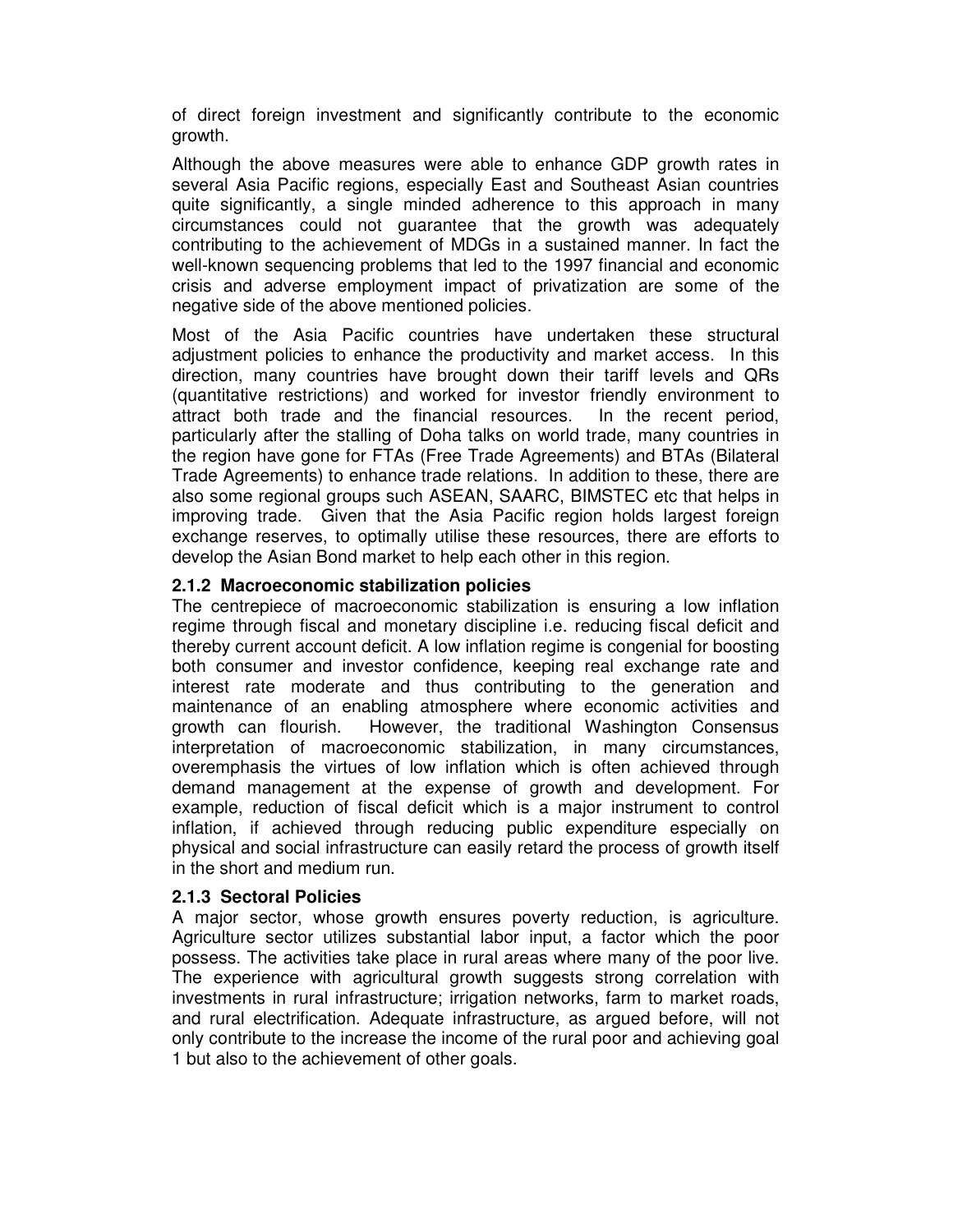of direct foreign investment and significantly contribute to the economic growth.

Although the above measures were able to enhance GDP growth rates in several Asia Pacific regions, especially East and Southeast Asian countries quite significantly, a single minded adherence to this approach in many circumstances could not guarantee that the growth was adequately contributing to the achievement of MDGs in a sustained manner. In fact the well-known sequencing problems that led to the 1997 financial and economic crisis and adverse employment impact of privatization are some of the negative side of the above mentioned policies.

Most of the Asia Pacific countries have undertaken these structural adjustment policies to enhance the productivity and market access. In this direction, many countries have brought down their tariff levels and QRs (quantitative restrictions) and worked for investor friendly environment to attract both trade and the financial resources. In the recent period, particularly after the stalling of Doha talks on world trade, many countries in the region have gone for FTAs (Free Trade Agreements) and BTAs (Bilateral Trade Agreements) to enhance trade relations. In addition to these, there are also some regional groups such ASEAN, SAARC, BIMSTEC etc that helps in improving trade. Given that the Asia Pacific region holds largest foreign exchange reserves, to optimally utilise these resources, there are efforts to develop the Asian Bond market to help each other in this region.

### 2.1.2 Macroeconomic stabilization policies

The centrepiece of macroeconomic stabilization is ensuring a low inflation regime through fiscal and monetary discipline i.e. reducing fiscal deficit and thereby current account deficit. A low inflation regime is congenial for boosting both consumer and investor confidence, keeping real exchange rate and interest rate moderate and thus contributing to the generation and maintenance of an enabling atmosphere where economic activities and growth can flourish. However, the traditional Washington Consensus interpretation of macroeconomic stabilization, in many circumstances, overemphasis the virtues of low inflation which is often achieved through demand management at the expense of growth and development. For example, reduction of fiscal deficit which is a major instrument to control inflation, if achieved through reducing public expenditure especially on physical and social infrastructure can easily retard the process of growth itself in the short and medium run.

### 2.1.3 Sectoral Policies

A major sector, whose growth ensures poverty reduction, is agriculture. Agriculture sector utilizes substantial labor input, a factor which the poor possess. The activities take place in rural areas where many of the poor live. The experience with agricultural growth suggests strong correlation with investments in rural infrastructure; irrigation networks, farm to market roads, and rural electrification. Adequate infrastructure, as argued before, will not only contribute to the increase the income of the rural poor and achieving goal 1 but also to the achievement of other goals.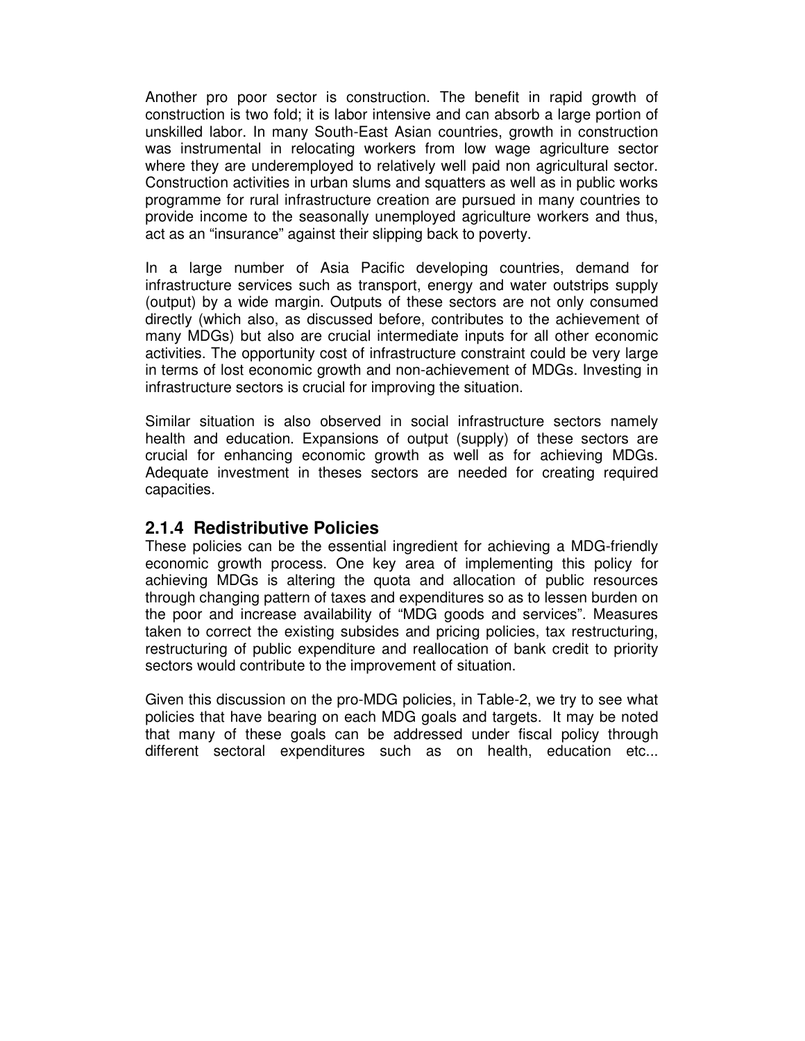Another pro poor sector is construction. The benefit in rapid growth of construction is two fold; it is labor intensive and can absorb a large portion of unskilled labor. In many South-East Asian countries, growth in construction was instrumental in relocating workers from low wage agriculture sector where they are underemployed to relatively well paid non agricultural sector. Construction activities in urban slums and squatters as well as in public works programme for rural infrastructure creation are pursued in many countries to provide income to the seasonally unemployed agriculture workers and thus, act as an "insurance" against their slipping back to poverty.

In a large number of Asia Pacific developing countries, demand for infrastructure services such as transport, energy and water outstrips supply (output) by a wide margin. Outputs of these sectors are not only consumed directly (which also, as discussed before, contributes to the achievement of many MDGs) but also are crucial intermediate inputs for all other economic activities. The opportunity cost of infrastructure constraint could be very large in terms of lost economic growth and non-achievement of MDGs. Investing in infrastructure sectors is crucial for improving the situation.

Similar situation is also observed in social infrastructure sectors namely health and education. Expansions of output (supply) of these sectors are crucial for enhancing economic growth as well as for achieving MDGs. Adequate investment in theses sectors are needed for creating required capacities.

### 2.1.4 Redistributive Policies

These policies can be the essential ingredient for achieving a MDG-friendly economic growth process. One key area of implementing this policy for achieving MDGs is altering the quota and allocation of public resources through changing pattern of taxes and expenditures so as to lessen burden on the poor and increase availability of "MDG goods and services". Measures taken to correct the existing subsides and pricing policies, tax restructuring, restructuring of public expenditure and reallocation of bank credit to priority sectors would contribute to the improvement of situation.

Given this discussion on the pro-MDG policies, in Table-2, we try to see what policies that have bearing on each MDG goals and targets. It may be noted that many of these goals can be addressed under fiscal policy through different sectoral expenditures such as on health, education etc...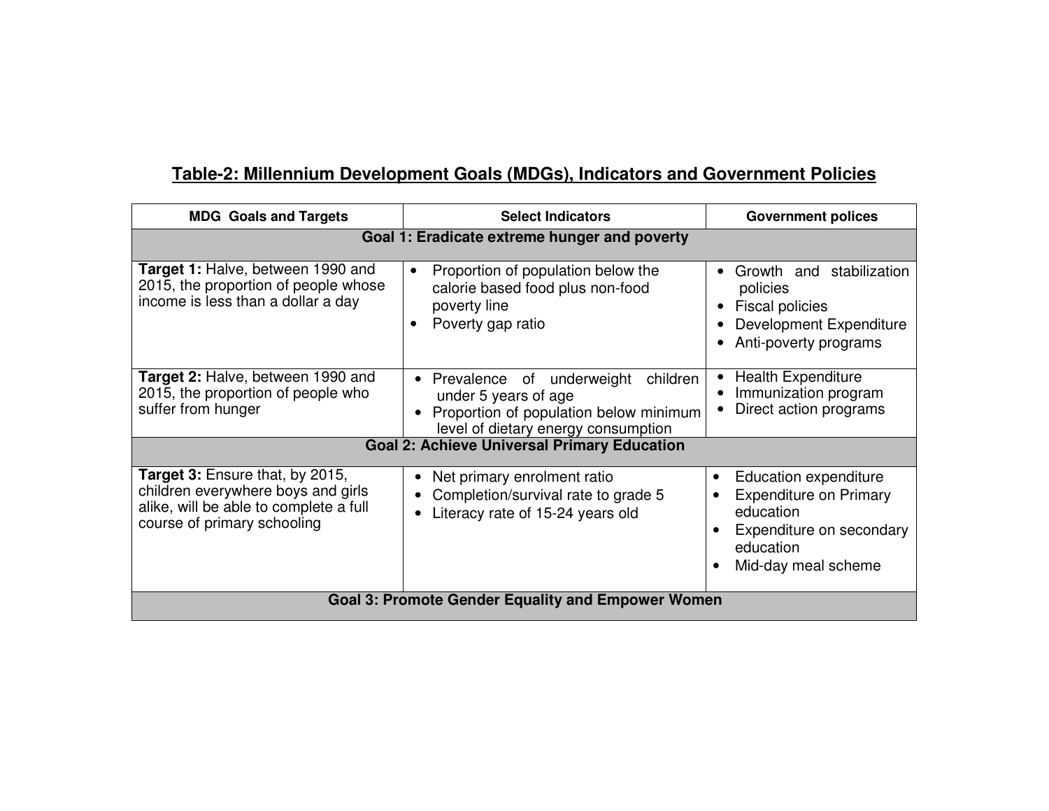## Table-2: Millennium Development Goals (MDGs), Indicators and Government Policies

| MDG Goals and Targets | Select Indicators | Government polices |
|---|---|---|
| **Goal 1: Eradicate extreme hunger and poverty** | | |
| **Target 1:** Halve, between 1990 and 2015, the proportion of people whose income is less than a dollar a day | • Proportion of population below the calorie based food plus non-food poverty line<br>• Poverty gap ratio | • Growth and stabilization policies<br>• Fiscal policies<br>• Development Expenditure<br>• Anti-poverty programs |
| **Target 2:** Halve, between 1990 and 2015, the proportion of people who suffer from hunger | • Prevalence of underweight children under 5 years of age<br>• Proportion of population below minimum level of dietary energy consumption | • Health Expenditure<br>• Immunization program<br>• Direct action programs |
| **Goal 2: Achieve Universal Primary Education** | | |
| **Target 3:** Ensure that, by 2015, children everywhere boys and girls alike, will be able to complete a full course of primary schooling | • Net primary enrolment ratio<br>• Completion/survival rate to grade 5<br>• Literacy rate of 15-24 years old | • Education expenditure<br>• Expenditure on Primary education<br>• Expenditure on secondary education<br>• Mid-day meal scheme |
| **Goal 3: Promote Gender Equality and Empower Women** | | |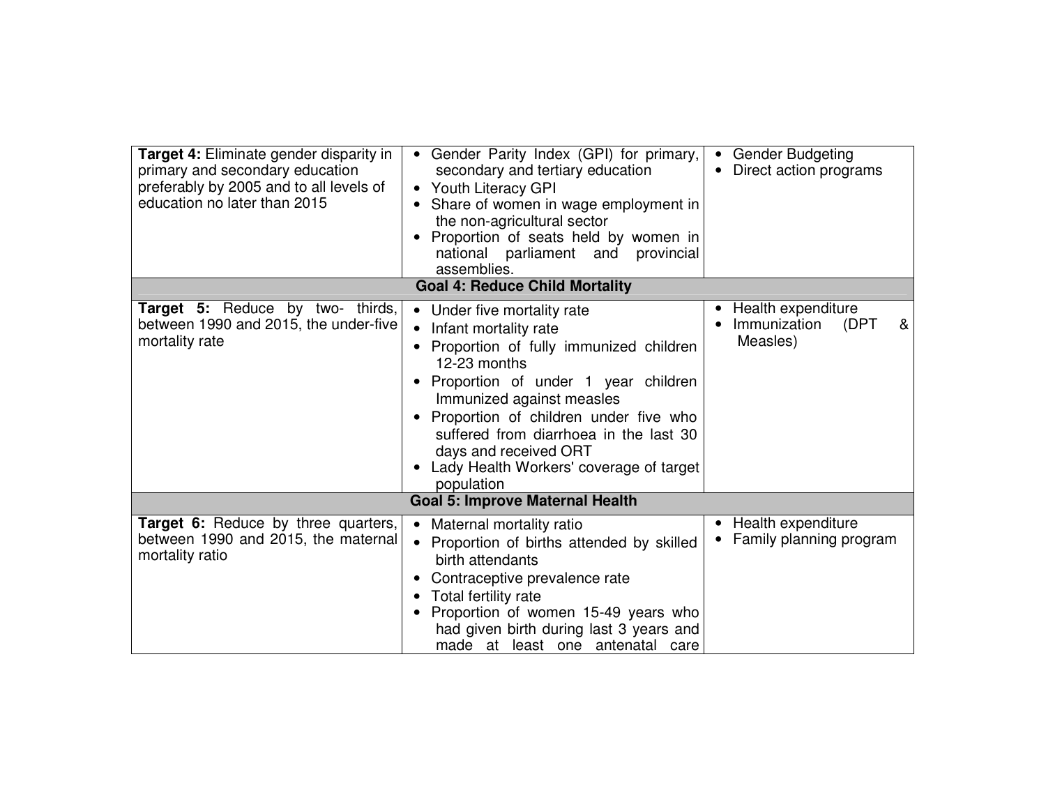| | | |
|---|---|---|
| **Target 4:** Eliminate gender disparity in primary and secondary education preferably by 2005 and to all levels of education no later than 2015 | • Gender Parity Index (GPI) for primary, secondary and tertiary education<br>• Youth Literacy GPI<br>• Share of women in wage employment in the non-agricultural sector<br>• Proportion of seats held by women in national parliament and provincial assemblies. | • Gender Budgeting<br>• Direct action programs |
| **Goal 4: Reduce Child Mortality** | | |
| **Target 5:** Reduce by two- thirds, between 1990 and 2015, the under-five mortality rate | • Under five mortality rate<br>• Infant mortality rate<br>• Proportion of fully immunized children 12-23 months<br>• Proportion of under 1 year children Immunized against measles<br>• Proportion of children under five who suffered from diarrhoea in the last 30 days and received ORT<br>• Lady Health Workers' coverage of target population | • Health expenditure<br>• Immunization (DPT & Measles) |
| **Goal 5: Improve Maternal Health** | | |
| **Target 6:** Reduce by three quarters, between 1990 and 2015, the maternal mortality ratio | • Maternal mortality ratio<br>• Proportion of births attended by skilled birth attendants<br>• Contraceptive prevalence rate<br>• Total fertility rate<br>• Proportion of women 15-49 years who had given birth during last 3 years and made at least one antenatal care | • Health expenditure<br>• Family planning program |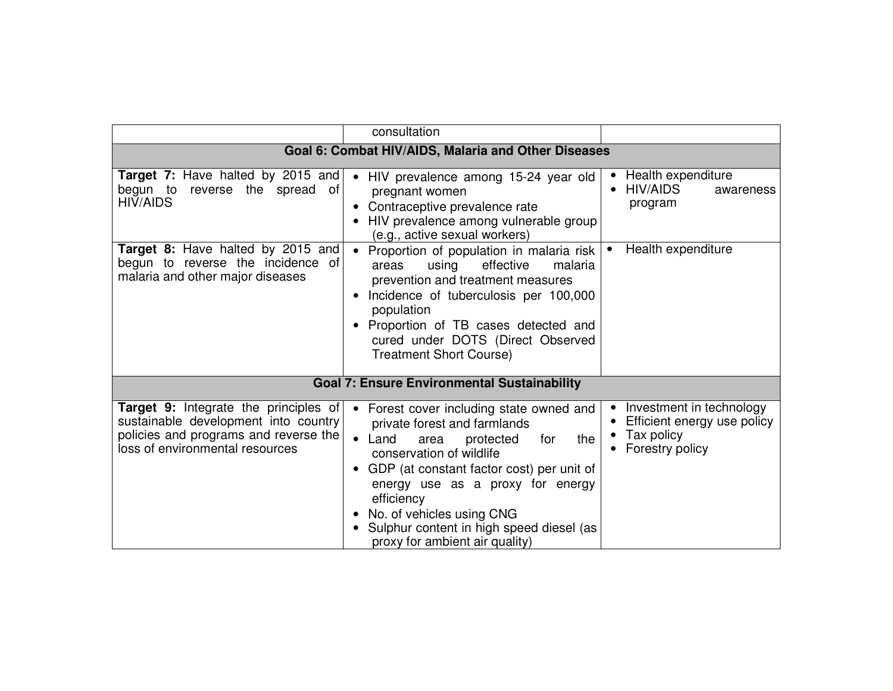| | | |
|---|---|---|
| | consultation | |
| **Goal 6: Combat HIV/AIDS, Malaria and Other Diseases** | | |
| **Target 7:** Have halted by 2015 and begun to reverse the spread of HIV/AIDS | • HIV prevalence among 15-24 year old pregnant women<br>• Contraceptive prevalence rate<br>• HIV prevalence among vulnerable group (e.g., active sexual workers) | • Health expenditure<br>• HIV/AIDS awareness program |
| **Target 8:** Have halted by 2015 and begun to reverse the incidence of malaria and other major diseases | • Proportion of population in malaria risk areas using effective malaria prevention and treatment measures<br>• Incidence of tuberculosis per 100,000 population<br>• Proportion of TB cases detected and cured under DOTS (Direct Observed Treatment Short Course) | • Health expenditure |
| **Goal 7: Ensure Environmental Sustainability** | | |
| **Target 9:** Integrate the principles of sustainable development into country policies and programs and reverse the loss of environmental resources | • Forest cover including state owned and private forest and farmlands<br>• Land area protected for the conservation of wildlife<br>• GDP (at constant factor cost) per unit of energy use as a proxy for energy efficiency<br>• No. of vehicles using CNG<br>• Sulphur content in high speed diesel (as proxy for ambient air quality) | • Investment in technology<br>• Efficient energy use policy<br>• Tax policy<br>• Forestry policy |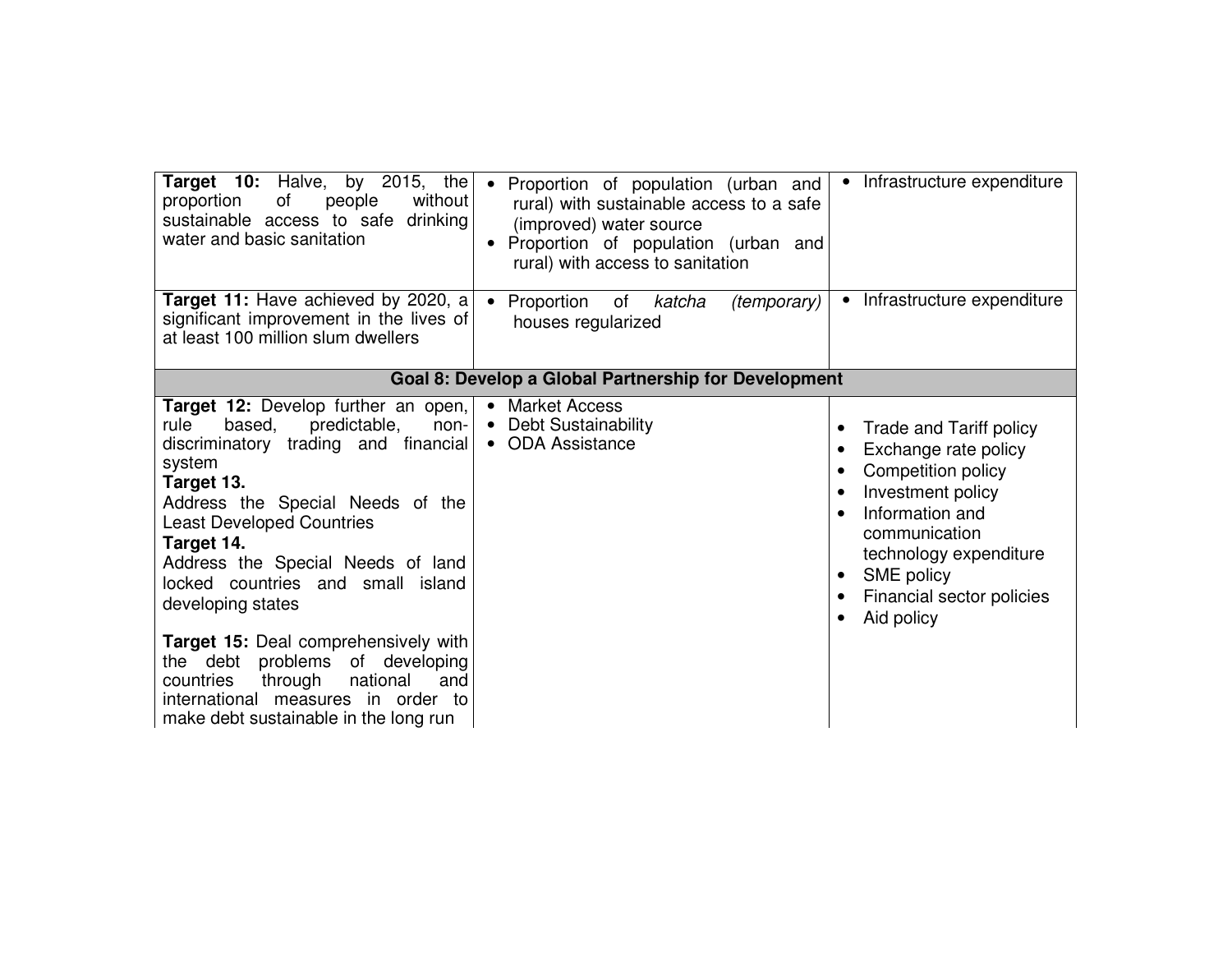| | | |
|---|---|---|
| **Target 10:** Halve, by 2015, the proportion of people without sustainable access to safe drinking water and basic sanitation | • Proportion of population (urban and rural) with sustainable access to a safe (improved) water source<br>• Proportion of population (urban and rural) with access to sanitation | • Infrastructure expenditure |
| **Target 11:** Have achieved by 2020, a significant improvement in the lives of at least 100 million slum dwellers | • Proportion of *katcha* *(temporary)* houses regularized | • Infrastructure expenditure |
| **Goal 8: Develop a Global Partnership for Development** | | |
| **Target 12:** Develop further an open, rule based, predictable, non-discriminatory trading and financial system<br>**Target 13.**<br>Address the Special Needs of the Least Developed Countries<br>**Target 14.**<br>Address the Special Needs of land locked countries and small island developing states<br><br>**Target 15:** Deal comprehensively with the debt problems of developing countries through national and international measures in order to make debt sustainable in the long run | • Market Access<br>• Debt Sustainability<br>• ODA Assistance | • Trade and Tariff policy<br>• Exchange rate policy<br>• Competition policy<br>• Investment policy<br>• Information and communication technology expenditure<br>• SME policy<br>• Financial sector policies<br>• Aid policy |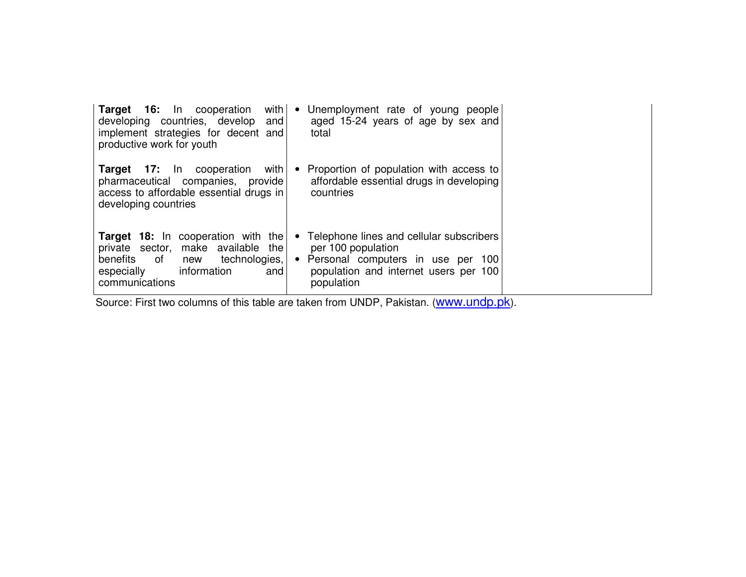| | | |
|---|---|---|
| **Target 16:** In cooperation with developing countries, develop and implement strategies for decent and productive work for youth | • Unemployment rate of young people aged 15-24 years of age by sex and total | |
| **Target 17:** In cooperation with pharmaceutical companies, provide access to affordable essential drugs in developing countries | • Proportion of population with access to affordable essential drugs in developing countries | |
| **Target 18:** In cooperation with the private sector, make available the benefits of new technologies, especially information and communications | • Telephone lines and cellular subscribers per 100 population<br>• Personal computers in use per 100 population and internet users per 100 population | |

Source: First two columns of this table are taken from UNDP, Pakistan. (www.undp.pk).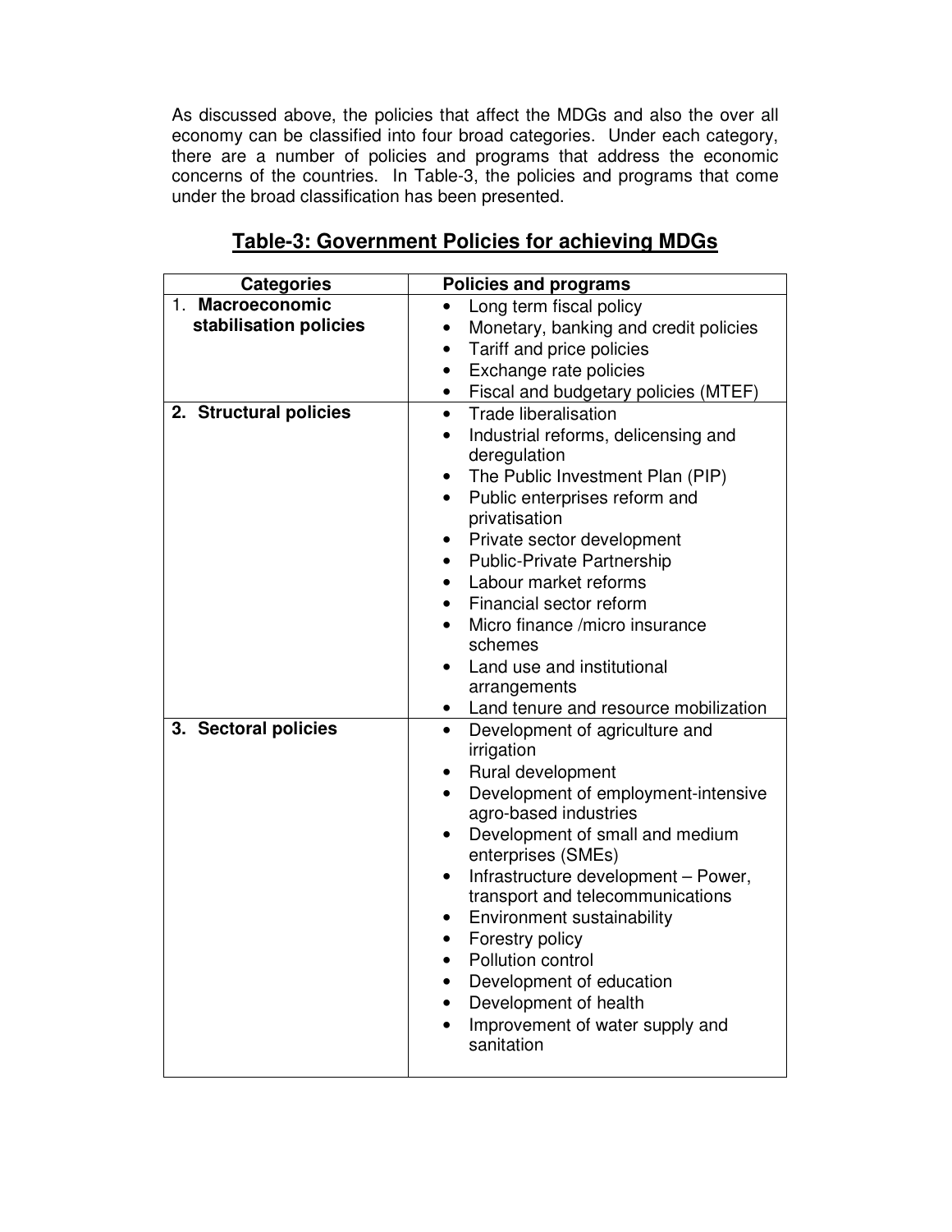As discussed above, the policies that affect the MDGs and also the over all economy can be classified into four broad categories. Under each category, there are a number of policies and programs that address the economic concerns of the countries. In Table-3, the policies and programs that come under the broad classification has been presented.

## Table-3: Government Policies for achieving MDGs

| Categories | Policies and programs |
|---|---|
| 1. **Macroeconomic stabilisation policies** | • Long term fiscal policy<br>• Monetary, banking and credit policies<br>• Tariff and price policies<br>• Exchange rate policies<br>• Fiscal and budgetary policies (MTEF) |
| 2. **Structural policies** | • Trade liberalisation<br>• Industrial reforms, delicensing and deregulation<br>• The Public Investment Plan (PIP)<br>• Public enterprises reform and privatisation<br>• Private sector development<br>• Public-Private Partnership<br>• Labour market reforms<br>• Financial sector reform<br>• Micro finance /micro insurance schemes<br>• Land use and institutional arrangements<br>• Land tenure and resource mobilization |
| 3. **Sectoral policies** | • Development of agriculture and irrigation<br>• Rural development<br>• Development of employment-intensive agro-based industries<br>• Development of small and medium enterprises (SMEs)<br>• Infrastructure development – Power, transport and telecommunications<br>• Environment sustainability<br>• Forestry policy<br>• Pollution control<br>• Development of education<br>• Development of health<br>• Improvement of water supply and sanitation |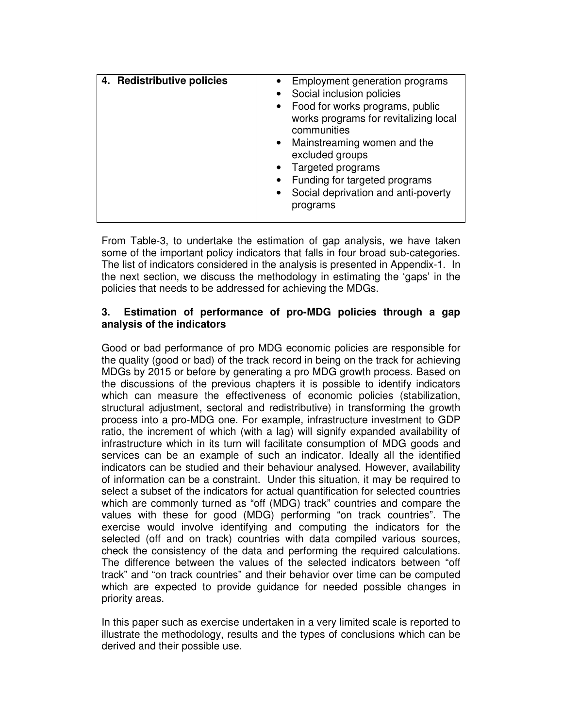| 4. **Redistributive policies** | • Employment generation programs<br>• Social inclusion policies<br>• Food for works programs, public works programs for revitalizing local communities<br>• Mainstreaming women and the excluded groups<br>• Targeted programs<br>• Funding for targeted programs<br>• Social deprivation and anti-poverty programs |
|---|---|

From Table-3, to undertake the estimation of gap analysis, we have taken some of the important policy indicators that falls in four broad sub-categories. The list of indicators considered in the analysis is presented in Appendix-1. In the next section, we discuss the methodology in estimating the 'gaps' in the policies that needs to be addressed for achieving the MDGs.

## 3. Estimation of performance of pro-MDG policies through a gap analysis of the indicators

Good or bad performance of pro MDG economic policies are responsible for the quality (good or bad) of the track record in being on the track for achieving MDGs by 2015 or before by generating a pro MDG growth process. Based on the discussions of the previous chapters it is possible to identify indicators which can measure the effectiveness of economic policies (stabilization, structural adjustment, sectoral and redistributive) in transforming the growth process into a pro-MDG one. For example, infrastructure investment to GDP ratio, the increment of which (with a lag) will signify expanded availability of infrastructure which in its turn will facilitate consumption of MDG goods and services can be an example of such an indicator. Ideally all the identified indicators can be studied and their behaviour analysed. However, availability of information can be a constraint. Under this situation, it may be required to select a subset of the indicators for actual quantification for selected countries which are commonly turned as "off (MDG) track" countries and compare the values with these for good (MDG) performing "on track countries". The exercise would involve identifying and computing the indicators for the selected (off and on track) countries with data compiled various sources, check the consistency of the data and performing the required calculations. The difference between the values of the selected indicators between "off track" and "on track countries" and their behavior over time can be computed which are expected to provide guidance for needed possible changes in priority areas.

In this paper such as exercise undertaken in a very limited scale is reported to illustrate the methodology, results and the types of conclusions which can be derived and their possible use.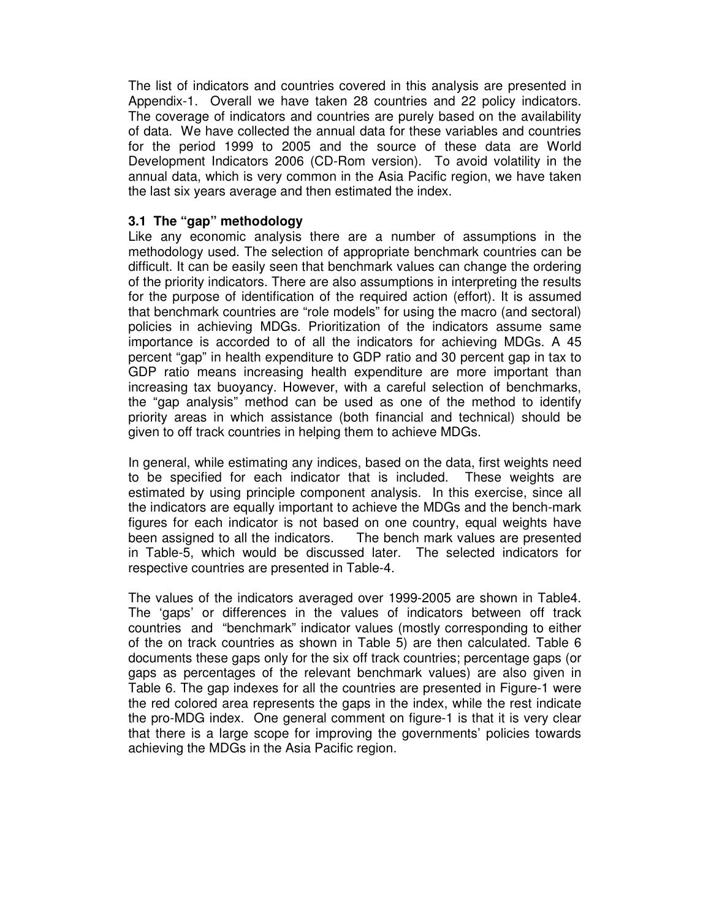The list of indicators and countries covered in this analysis are presented in Appendix-1. Overall we have taken 28 countries and 22 policy indicators. The coverage of indicators and countries are purely based on the availability of data. We have collected the annual data for these variables and countries for the period 1999 to 2005 and the source of these data are World Development Indicators 2006 (CD-Rom version). To avoid volatility in the annual data, which is very common in the Asia Pacific region, we have taken the last six years average and then estimated the index.

### 3.1 The "gap" methodology

Like any economic analysis there are a number of assumptions in the methodology used. The selection of appropriate benchmark countries can be difficult. It can be easily seen that benchmark values can change the ordering of the priority indicators. There are also assumptions in interpreting the results for the purpose of identification of the required action (effort). It is assumed that benchmark countries are "role models" for using the macro (and sectoral) policies in achieving MDGs. Prioritization of the indicators assume same importance is accorded to of all the indicators for achieving MDGs. A 45 percent "gap" in health expenditure to GDP ratio and 30 percent gap in tax to GDP ratio means increasing health expenditure are more important than increasing tax buoyancy. However, with a careful selection of benchmarks, the "gap analysis" method can be used as one of the method to identify priority areas in which assistance (both financial and technical) should be given to off track countries in helping them to achieve MDGs.

In general, while estimating any indices, based on the data, first weights need to be specified for each indicator that is included. These weights are estimated by using principle component analysis. In this exercise, since all the indicators are equally important to achieve the MDGs and the bench-mark figures for each indicator is not based on one country, equal weights have been assigned to all the indicators. The bench mark values are presented in Table-5, which would be discussed later. The selected indicators for respective countries are presented in Table-4.

The values of the indicators averaged over 1999-2005 are shown in Table4. The 'gaps' or differences in the values of indicators between off track countries and "benchmark" indicator values (mostly corresponding to either of the on track countries as shown in Table 5) are then calculated. Table 6 documents these gaps only for the six off track countries; percentage gaps (or gaps as percentages of the relevant benchmark values) are also given in Table 6. The gap indexes for all the countries are presented in Figure-1 were the red colored area represents the gaps in the index, while the rest indicate the pro-MDG index. One general comment on figure-1 is that it is very clear that there is a large scope for improving the governments' policies towards achieving the MDGs in the Asia Pacific region.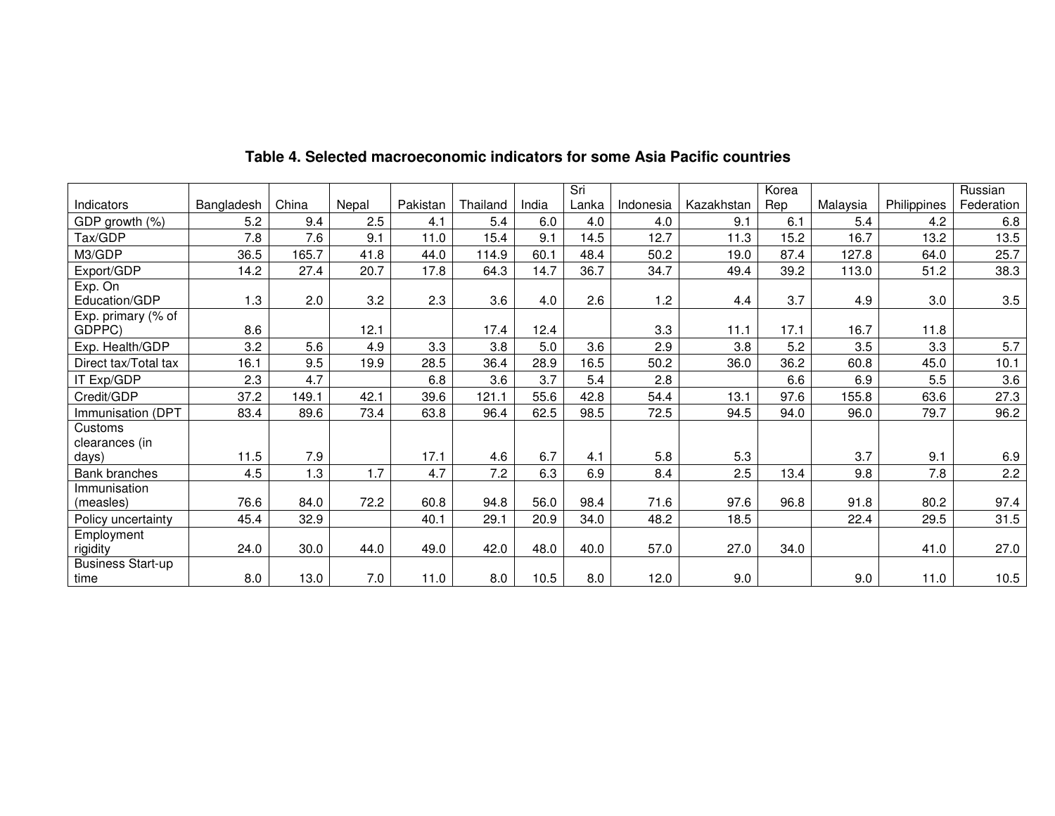**Table 4. Selected macroeconomic indicators for some Asia Pacific countries**

| Indicators | Bangladesh | China | Nepal | Pakistan | Thailand | India | Sri Lanka | Indonesia | Kazakhstan | Korea Rep | Malaysia | Philippines | Russian Federation |
|---|---|---|---|---|---|---|---|---|---|---|---|---|---|
| GDP growth (%) | 5.2 | 9.4 | 2.5 | 4.1 | 5.4 | 6.0 | 4.0 | 4.0 | 9.1 | 6.1 | 5.4 | 4.2 | 6.8 |
| Tax/GDP | 7.8 | 7.6 | 9.1 | 11.0 | 15.4 | 9.1 | 14.5 | 12.7 | 11.3 | 15.2 | 16.7 | 13.2 | 13.5 |
| M3/GDP | 36.5 | 165.7 | 41.8 | 44.0 | 114.9 | 60.1 | 48.4 | 50.2 | 19.0 | 87.4 | 127.8 | 64.0 | 25.7 |
| Export/GDP | 14.2 | 27.4 | 20.7 | 17.8 | 64.3 | 14.7 | 36.7 | 34.7 | 49.4 | 39.2 | 113.0 | 51.2 | 38.3 |
| Exp. On Education/GDP | 1.3 | 2.0 | 3.2 | 2.3 | 3.6 | 4.0 | 2.6 | 1.2 | 4.4 | 3.7 | 4.9 | 3.0 | 3.5 |
| Exp. primary (% of GDPPC) | 8.6 | | 12.1 | | 17.4 | 12.4 | | 3.3 | 11.1 | 17.1 | 16.7 | 11.8 | |
| Exp. Health/GDP | 3.2 | 5.6 | 4.9 | 3.3 | 3.8 | 5.0 | 3.6 | 2.9 | 3.8 | 5.2 | 3.5 | 3.3 | 5.7 |
| Direct tax/Total tax | 16.1 | 9.5 | 19.9 | 28.5 | 36.4 | 28.9 | 16.5 | 50.2 | 36.0 | 36.2 | 60.8 | 45.0 | 10.1 |
| IT Exp/GDP | 2.3 | 4.7 | | 6.8 | 3.6 | 3.7 | 5.4 | 2.8 | | 6.6 | 6.9 | 5.5 | 3.6 |
| Credit/GDP | 37.2 | 149.1 | 42.1 | 39.6 | 121.1 | 55.6 | 42.8 | 54.4 | 13.1 | 97.6 | 155.8 | 63.6 | 27.3 |
| Immunisation (DPT | 83.4 | 89.6 | 73.4 | 63.8 | 96.4 | 62.5 | 98.5 | 72.5 | 94.5 | 94.0 | 96.0 | 79.7 | 96.2 |
| Customs clearances (in days) | 11.5 | 7.9 | | 17.1 | 4.6 | 6.7 | 4.1 | 5.8 | 5.3 | | 3.7 | 9.1 | 6.9 |
| Bank branches | 4.5 | 1.3 | 1.7 | 4.7 | 7.2 | 6.3 | 6.9 | 8.4 | 2.5 | 13.4 | 9.8 | 7.8 | 2.2 |
| Immunisation (measles) | 76.6 | 84.0 | 72.2 | 60.8 | 94.8 | 56.0 | 98.4 | 71.6 | 97.6 | 96.8 | 91.8 | 80.2 | 97.4 |
| Policy uncertainty | 45.4 | 32.9 | | 40.1 | 29.1 | 20.9 | 34.0 | 48.2 | 18.5 | | 22.4 | 29.5 | 31.5 |
| Employment rigidity | 24.0 | 30.0 | 44.0 | 49.0 | 42.0 | 48.0 | 40.0 | 57.0 | 27.0 | 34.0 | | 41.0 | 27.0 |
| Business Start-up time | 8.0 | 13.0 | 7.0 | 11.0 | 8.0 | 10.5 | 8.0 | 12.0 | 9.0 | | 9.0 | 11.0 | 10.5 |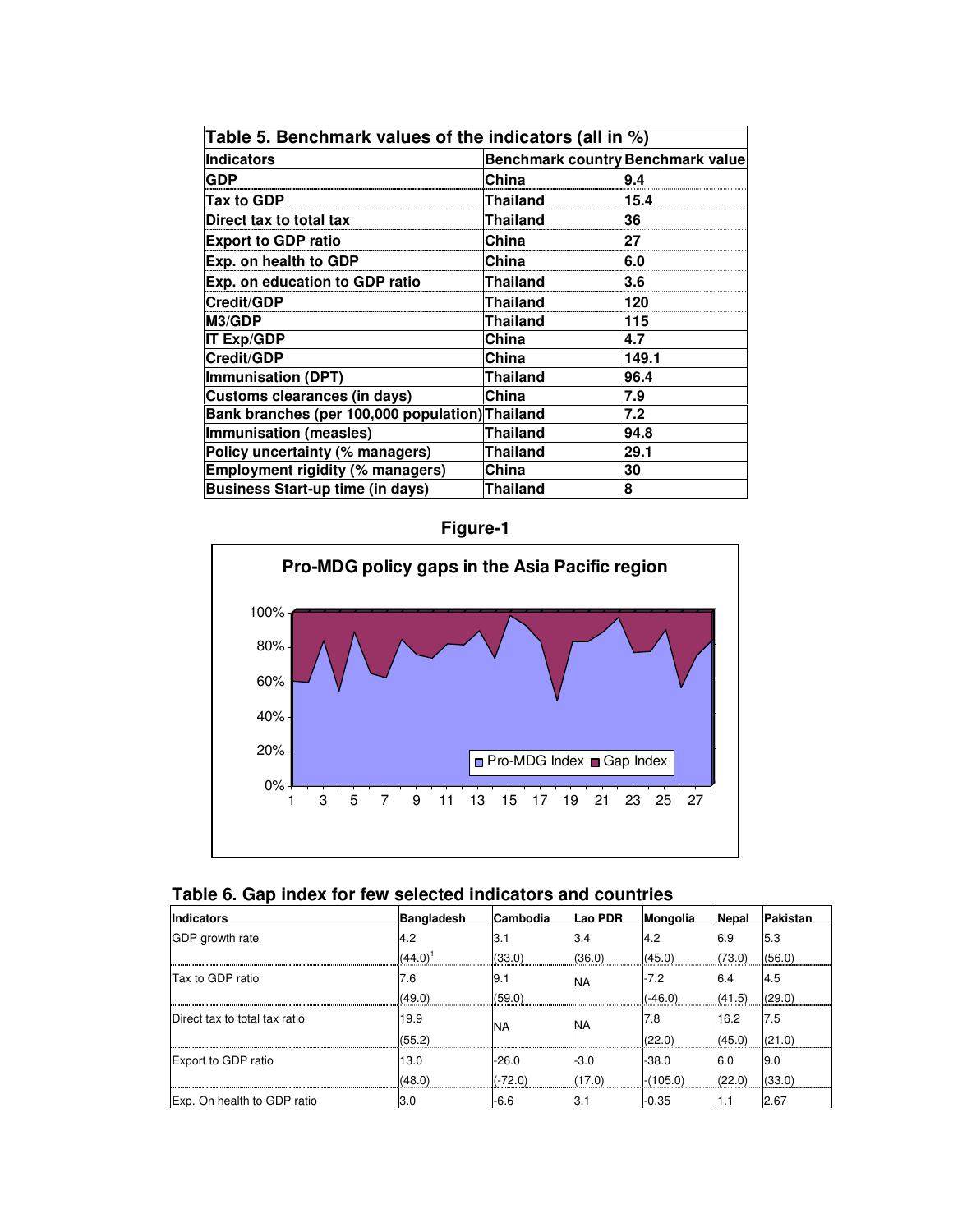| Table 5. Benchmark values of the indicators (all in %) | | |
|---|---|---|
| **Indicators** | **Benchmark country** | **Benchmark value** |
| **GDP** | **China** | **9.4** |
| **Tax to GDP** | **Thailand** | **15.4** |
| **Direct tax to total tax** | **Thailand** | **36** |
| **Export to GDP ratio** | **China** | **27** |
| **Exp. on health to GDP** | **China** | **6.0** |
| **Exp. on education to GDP ratio** | **Thailand** | **3.6** |
| **Credit/GDP** | **Thailand** | **120** |
| **M3/GDP** | **Thailand** | **115** |
| **IT Exp/GDP** | **China** | **4.7** |
| **Credit/GDP** | **China** | **149.1** |
| **Immunisation (DPT)** | **Thailand** | **96.4** |
| **Customs clearances (in days)** | **China** | **7.9** |
| **Bank branches (per 100,000 population)** | **Thailand** | **7.2** |
| **Immunisation (measles)** | **Thailand** | **94.8** |
| **Policy uncertainty (% managers)** | **Thailand** | **29.1** |
| **Employment rigidity (% managers)** | **China** | **30** |
| **Business Start-up time (in days)** | **Thailand** | **8** |

**Figure-1**

**Pro-MDG policy gaps in the Asia Pacific region**

## Table 6. Gap index for few selected indicators and countries

| Indicators | Bangladesh | Cambodia | Lao PDR | Mongolia | Nepal | Pakistan |
|---|---|---|---|---|---|---|
| GDP growth rate | 4.2 | 3.1 | 3.4 | 4.2 | 6.9 | 5.3 |
| | (44.0)[1] | (33.0) | (36.0) | (45.0) | (73.0) | (56.0) |
| Tax to GDP ratio | 7.6 | 9.1 | NA | -7.2 | 6.4 | 4.5 |
| | (49.0) | (59.0) | | (-46.0) | (41.5) | (29.0) |
| Direct tax to total tax ratio | 19.9 | NA | NA | 7.8 | 16.2 | 7.5 |
| | (55.2) | | | (22.0) | (45.0) | (21.0) |
| Export to GDP ratio | 13.0 | -26.0 | -3.0 | -38.0 | 6.0 | 9.0 |
| | (48.0) | (-72.0) | (17.0) | -(105.0) | (22.0) | (33.0) |
| Exp. On health to GDP ratio | 3.0 | -6.6 | 3.1 | -0.35 | 1.1 | 2.67 |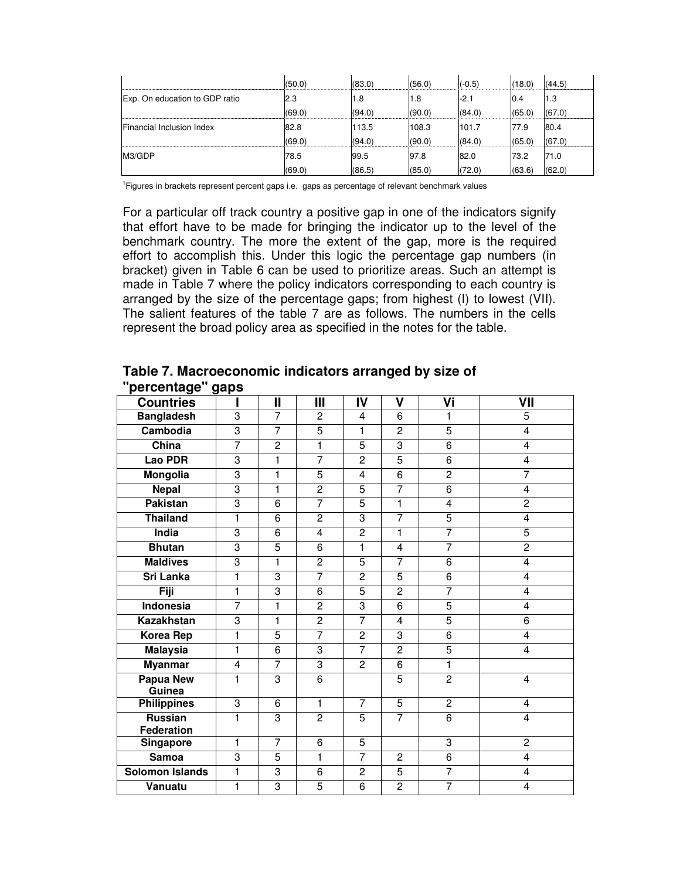| | | | | | | |
|---|---|---|---|---|---|---|
| | (50.0) | (83.0) | (56.0) | (-0.5) | (18.0) | (44.5) |
| Exp. On education to GDP ratio | 2.3 | 1.8 | 1.8 | -2.1 | 0.4 | 1.3 |
| | (69.0) | (94.0) | (90.0) | (84.0) | (65.0) | (67.0) |
| Financial Inclusion Index | 82.8 | 113.5 | 108.3 | 101.7 | 77.9 | 80.4 |
| | (69.0) | (94.0) | (90.0) | (84.0) | (65.0) | (67.0) |
| M3/GDP | 78.5 | 99.5 | 97.8 | 82.0 | 73.2 | 71.0 |
| | (69.0) | (86.5) | (85.0) | (72.0) | (63.6) | (62.0) |

[1]Figures in brackets represent percent gaps i.e. gaps as percentage of relevant benchmark values

For a particular off track country a positive gap in one of the indicators signify that effort have to be made for bringing the indicator up to the level of the benchmark country. The more the extent of the gap, more is the required effort to accomplish this. Under this logic the percentage gap numbers (in bracket) given in Table 6 can be used to prioritize areas. Such an attempt is made in Table 7 where the policy indicators corresponding to each country is arranged by the size of the percentage gaps; from highest (I) to lowest (VII). The salient features of the table 7 are as follows. The numbers in the cells represent the broad policy area as specified in the notes for the table.

**Table 7. Macroeconomic indicators arranged by size of "percentage" gaps**

| Countries | I | II | III | IV | V | Vi | VII |
|---|---|---|---|---|---|---|---|
| Bangladesh | 3 | 7 | 2 | 4 | 6 | 1 | 5 |
| Cambodia | 3 | 7 | 5 | 1 | 2 | 5 | 4 |
| China | 7 | 2 | 1 | 5 | 3 | 6 | 4 |
| Lao PDR | 3 | 1 | 7 | 2 | 5 | 6 | 4 |
| Mongolia | 3 | 1 | 5 | 4 | 6 | 2 | 7 |
| Nepal | 3 | 1 | 2 | 5 | 7 | 6 | 4 |
| Pakistan | 3 | 6 | 7 | 5 | 1 | 4 | 2 |
| Thailand | 1 | 6 | 2 | 3 | 7 | 5 | 4 |
| India | 3 | 6 | 4 | 2 | 1 | 7 | 5 |
| Bhutan | 3 | 5 | 6 | 1 | 4 | 7 | 2 |
| Maldives | 3 | 1 | 2 | 5 | 7 | 6 | 4 |
| Sri Lanka | 1 | 3 | 7 | 2 | 5 | 6 | 4 |
| Fiji | 1 | 3 | 6 | 5 | 2 | 7 | 4 |
| Indonesia | 7 | 1 | 2 | 3 | 6 | 5 | 4 |
| Kazakhstan | 3 | 1 | 2 | 7 | 4 | 5 | 6 |
| Korea Rep | 1 | 5 | 7 | 2 | 3 | 6 | 4 |
| Malaysia | 1 | 6 | 3 | 7 | 2 | 5 | 4 |
| Myanmar | 4 | 7 | 3 | 2 | 6 | 1 | |
| Papua New Guinea | 1 | 3 | 6 | | 5 | 2 | 4 |
| Philippines | 3 | 6 | 1 | 7 | 5 | 2 | 4 |
| Russian Federation | 1 | 3 | 2 | 5 | 7 | 6 | 4 |
| Singapore | 1 | 7 | 6 | 5 | | 3 | 2 |
| Samoa | 3 | 5 | 1 | 7 | 2 | 6 | 4 |
| Solomon Islands | 1 | 3 | 6 | 2 | 5 | 7 | 4 |
| Vanuatu | 1 | 3 | 5 | 6 | 2 | 7 | 4 |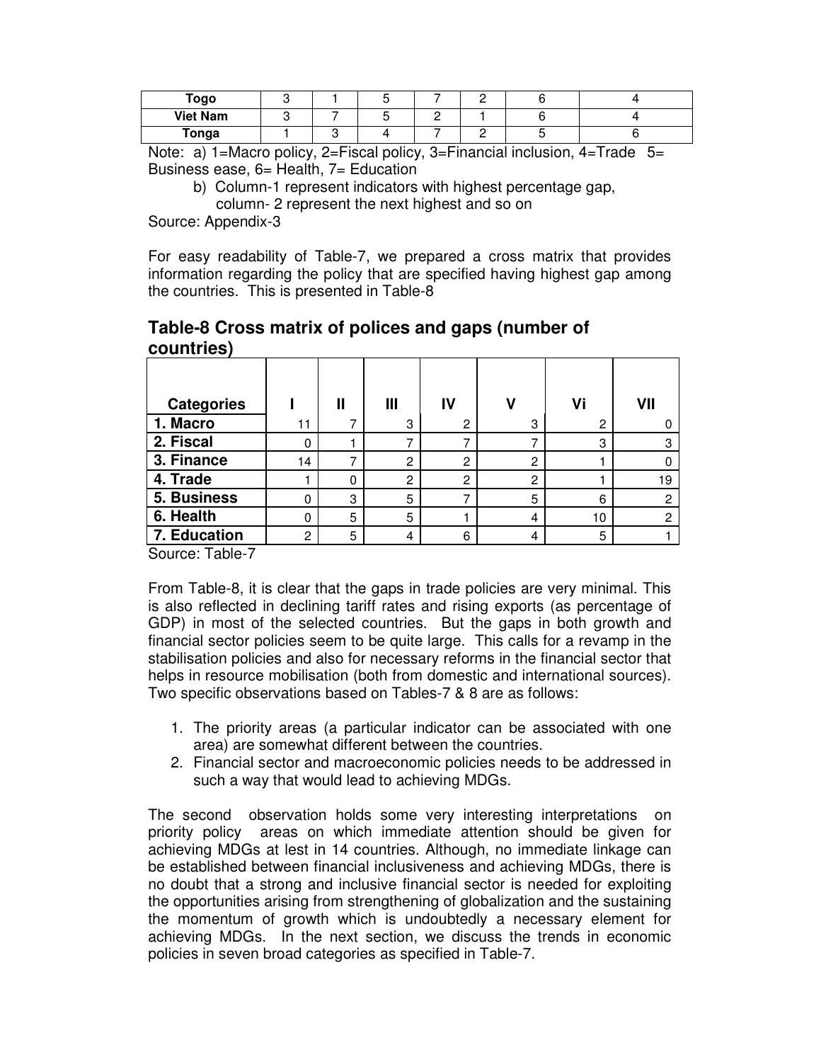| Togo | 3 | 1 | 5 | 7 | 2 | 6 | 4 |
|---|---|---|---|---|---|---|---|
| Viet Nam | 3 | 7 | 5 | 2 | 1 | 6 | 4 |
| Tonga | 1 | 3 | 4 | 7 | 2 | 5 | 6 |

Note: a) 1=Macro policy, 2=Fiscal policy, 3=Financial inclusion, 4=Trade 5= Business ease, 6= Health, 7= Education

b) Column-1 represent indicators with highest percentage gap, column- 2 represent the next highest and so on

Source: Appendix-3

For easy readability of Table-7, we prepared a cross matrix that provides information regarding the policy that are specified having highest gap among the countries. This is presented in Table-8

## Table-8 Cross matrix of polices and gaps (number of countries)

| Categories | I | II | III | IV | V | Vi | VII |
|---|---|---|---|---|---|---|---|
| 1. Macro | 11 | 7 | 3 | 2 | 3 | 2 | 0 |
| 2. Fiscal | 0 | 1 | 7 | 7 | 7 | 3 | 3 |
| 3. Finance | 14 | 7 | 2 | 2 | 2 | 1 | 0 |
| 4. Trade | 1 | 0 | 2 | 2 | 2 | 1 | 19 |
| 5. Business | 0 | 3 | 5 | 7 | 5 | 6 | 2 |
| 6. Health | 0 | 5 | 5 | 1 | 4 | 10 | 2 |
| 7. Education | 2 | 5 | 4 | 6 | 4 | 5 | 1 |

Source: Table-7

From Table-8, it is clear that the gaps in trade policies are very minimal. This is also reflected in declining tariff rates and rising exports (as percentage of GDP) in most of the selected countries. But the gaps in both growth and financial sector policies seem to be quite large. This calls for a revamp in the stabilisation policies and also for necessary reforms in the financial sector that helps in resource mobilisation (both from domestic and international sources). Two specific observations based on Tables-7 & 8 are as follows:

1. The priority areas (a particular indicator can be associated with one area) are somewhat different between the countries.
2. Financial sector and macroeconomic policies needs to be addressed in such a way that would lead to achieving MDGs.

The second observation holds some very interesting interpretations on priority policy areas on which immediate attention should be given for achieving MDGs at lest in 14 countries. Although, no immediate linkage can be established between financial inclusiveness and achieving MDGs, there is no doubt that a strong and inclusive financial sector is needed for exploiting the opportunities arising from strengthening of globalization and the sustaining the momentum of growth which is undoubtedly a necessary element for achieving MDGs. In the next section, we discuss the trends in economic policies in seven broad categories as specified in Table-7.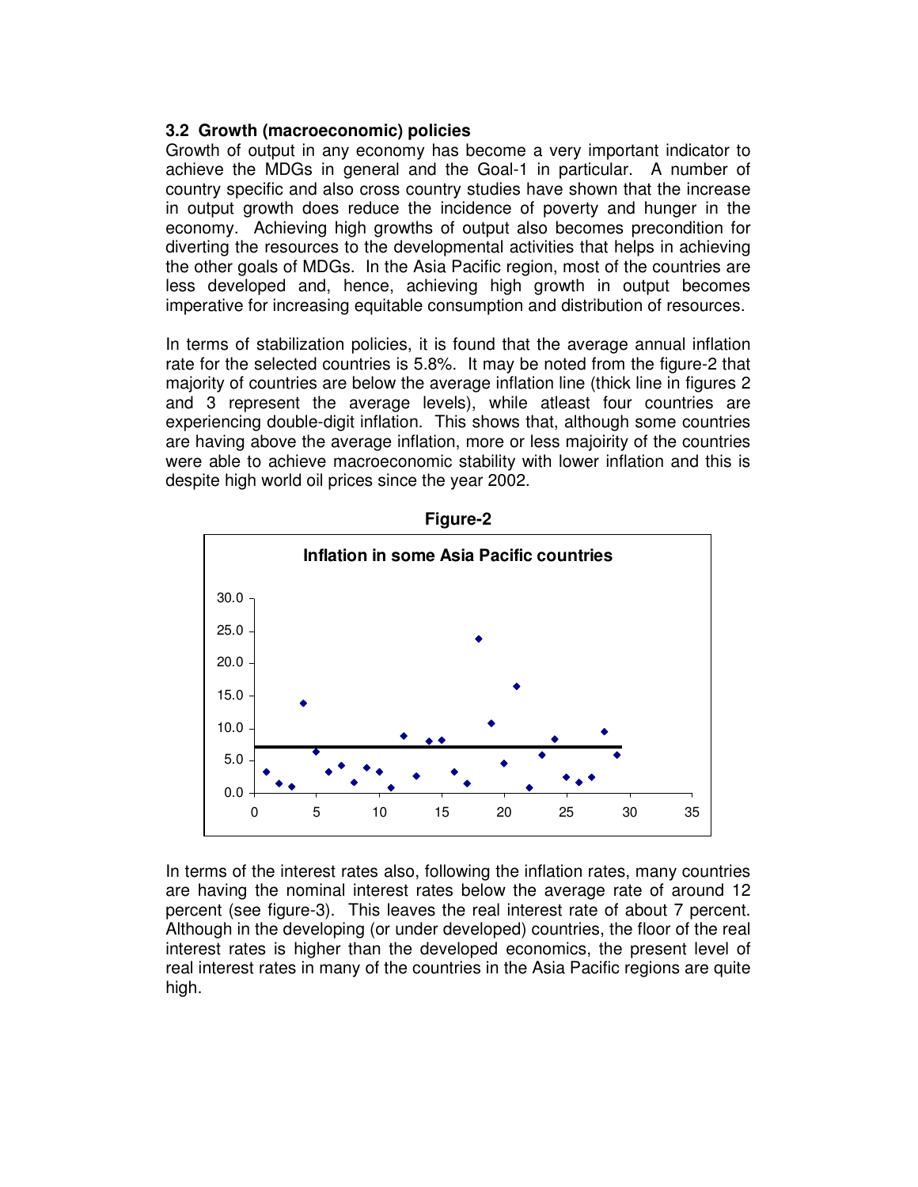### 3.2 Growth (macroeconomic) policies

Growth of output in any economy has become a very important indicator to achieve the MDGs in general and the Goal-1 in particular. A number of country specific and also cross country studies have shown that the increase in output growth does reduce the incidence of poverty and hunger in the economy. Achieving high growths of output also becomes precondition for diverting the resources to the developmental activities that helps in achieving the other goals of MDGs. In the Asia Pacific region, most of the countries are less developed and, hence, achieving high growth in output becomes imperative for increasing equitable consumption and distribution of resources.

In terms of stabilization policies, it is found that the average annual inflation rate for the selected countries is 5.8%. It may be noted from the figure-2 that majority of countries are below the average inflation line (thick line in figures 2 and 3 represent the average levels), while atleast four countries are experiencing double-digit inflation. This shows that, although some countries are having above the average inflation, more or less majoirity of the countries were able to achieve macroeconomic stability with lower inflation and this is despite high world oil prices since the year 2002.

**Figure-2**

**Inflation in some Asia Pacific countries**

In terms of the interest rates also, following the inflation rates, many countries are having the nominal interest rates below the average rate of around 12 percent (see figure-3). This leaves the real interest rate of about 7 percent. Although in the developing (or under developed) countries, the floor of the real interest rates is higher than the developed economics, the present level of real interest rates in many of the countries in the Asia Pacific regions are quite high.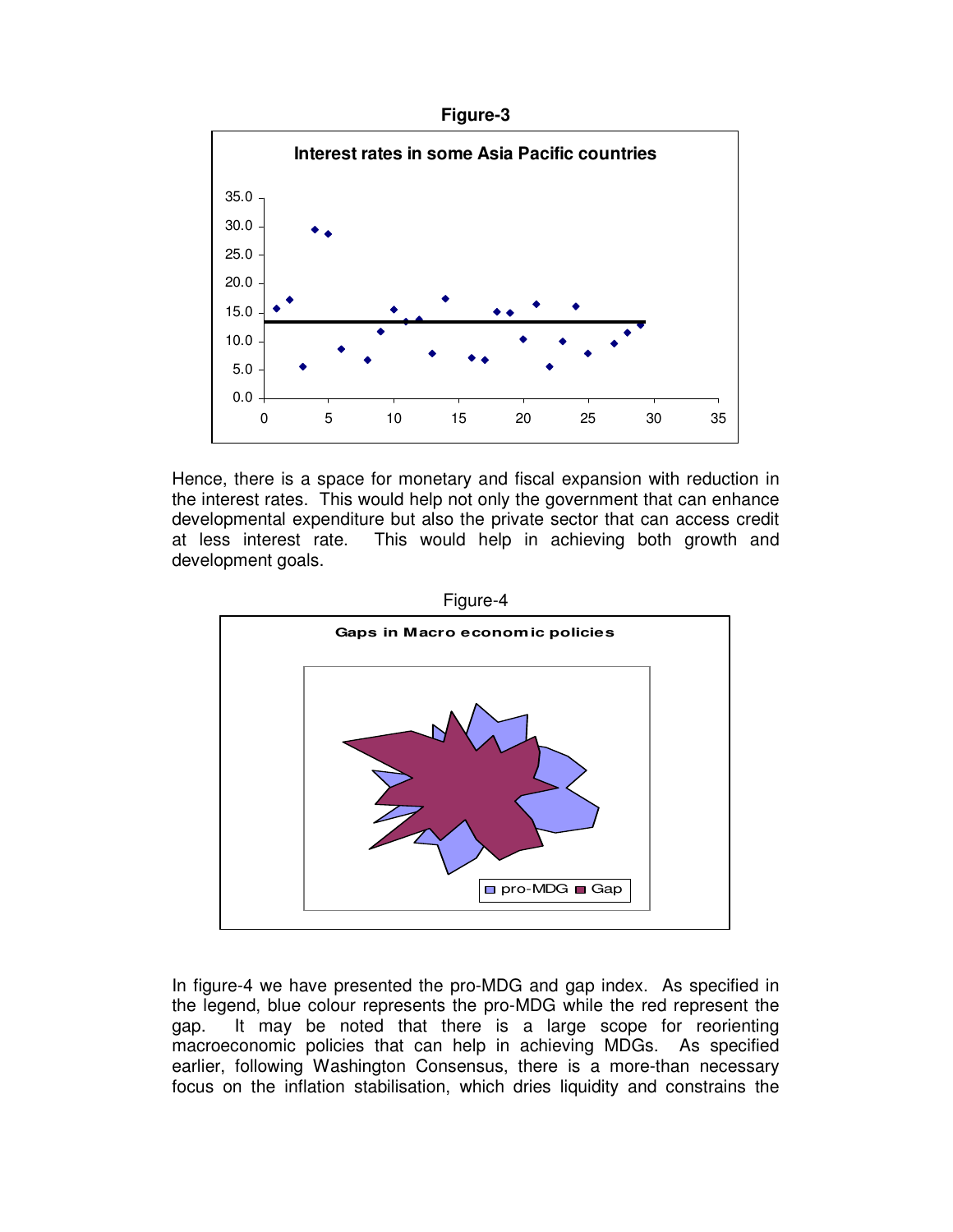**Figure-3**

Hence, there is a space for monetary and fiscal expansion with reduction in the interest rates. This would help not only the government that can enhance developmental expenditure but also the private sector that can access credit at less interest rate. This would help in achieving both growth and development goals.

Figure-4

In figure-4 we have presented the pro-MDG and gap index. As specified in the legend, blue colour represents the pro-MDG while the red represent the gap. It may be noted that there is a large scope for reorienting macroeconomic policies that can help in achieving MDGs. As specified earlier, following Washington Consensus, there is a more-than necessary focus on the inflation stabilisation, which dries liquidity and constrains the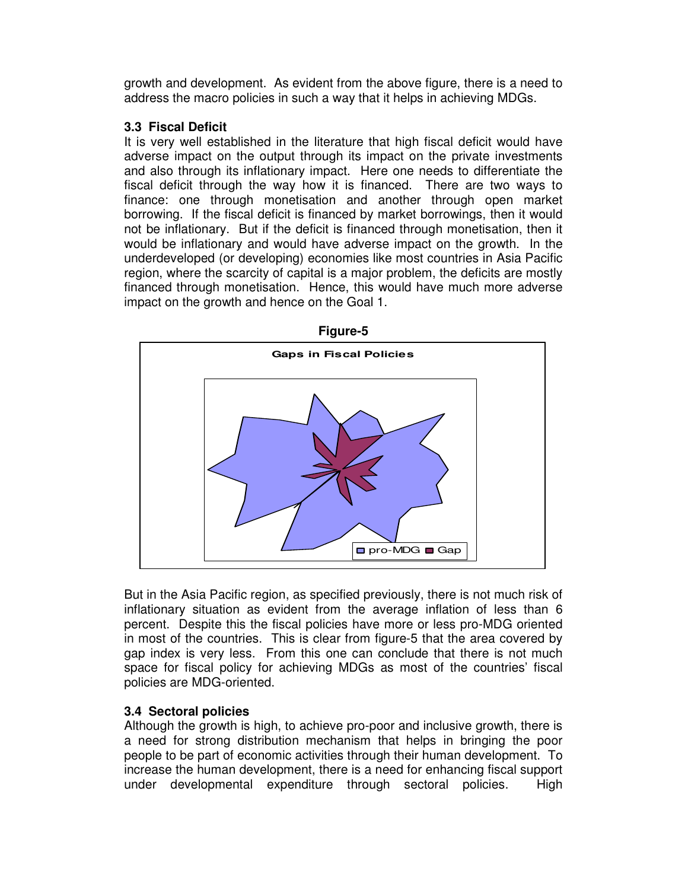growth and development. As evident from the above figure, there is a need to address the macro policies in such a way that it helps in achieving MDGs.

### 3.3 Fiscal Deficit

It is very well established in the literature that high fiscal deficit would have adverse impact on the output through its impact on the private investments and also through its inflationary impact. Here one needs to differentiate the fiscal deficit through the way how it is financed. There are two ways to finance: one through monetisation and another through open market borrowing. If the fiscal deficit is financed by market borrowings, then it would not be inflationary. But if the deficit is financed through monetisation, then it would be inflationary and would have adverse impact on the growth. In the underdeveloped (or developing) economies like most countries in Asia Pacific region, where the scarcity of capital is a major problem, the deficits are mostly financed through monetisation. Hence, this would have much more adverse impact on the growth and hence on the Goal 1.

**Figure-5**

Gaps in Fiscal Policies

pro-MDG Gap

But in the Asia Pacific region, as specified previously, there is not much risk of inflationary situation as evident from the average inflation of less than 6 percent. Despite this the fiscal policies have more or less pro-MDG oriented in most of the countries. This is clear from figure-5 that the area covered by gap index is very less. From this one can conclude that there is not much space for fiscal policy for achieving MDGs as most of the countries' fiscal policies are MDG-oriented.

### 3.4 Sectoral policies

Although the growth is high, to achieve pro-poor and inclusive growth, there is a need for strong distribution mechanism that helps in bringing the poor people to be part of economic activities through their human development. To increase the human development, there is a need for enhancing fiscal support under developmental expenditure through sectoral policies. High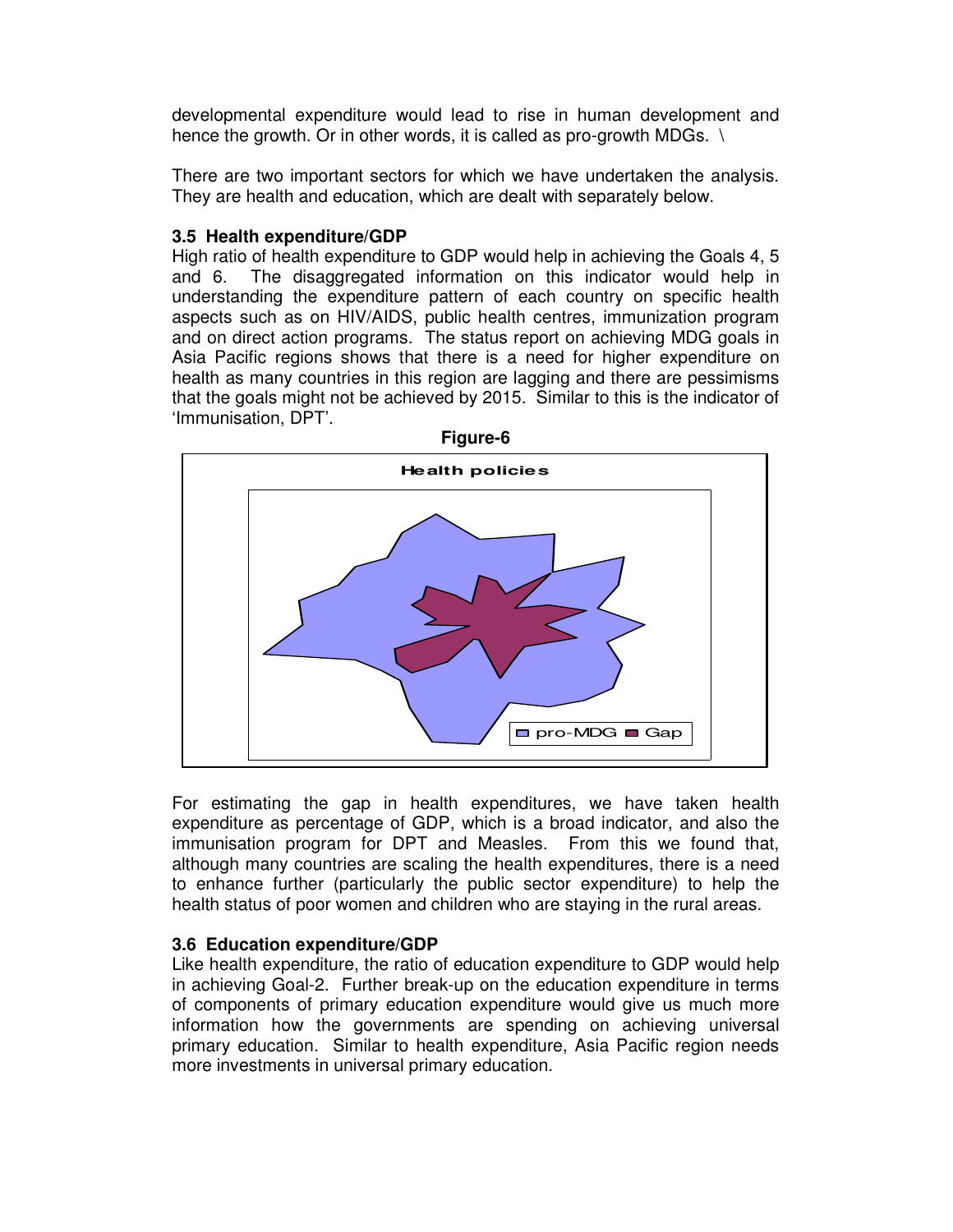developmental expenditure would lead to rise in human development and hence the growth. Or in other words, it is called as pro-growth MDGs. \

There are two important sectors for which we have undertaken the analysis. They are health and education, which are dealt with separately below.

### 3.5 Health expenditure/GDP

High ratio of health expenditure to GDP would help in achieving the Goals 4, 5 and 6. The disaggregated information on this indicator would help in understanding the expenditure pattern of each country on specific health aspects such as on HIV/AIDS, public health centres, immunization program and on direct action programs. The status report on achieving MDG goals in Asia Pacific regions shows that there is a need for higher expenditure on health as many countries in this region are lagging and there are pessimisms that the goals might not be achieved by 2015. Similar to this is the indicator of 'Immunisation, DPT'.

**Figure-6**

For estimating the gap in health expenditures, we have taken health expenditure as percentage of GDP, which is a broad indicator, and also the immunisation program for DPT and Measles. From this we found that, although many countries are scaling the health expenditures, there is a need to enhance further (particularly the public sector expenditure) to help the health status of poor women and children who are staying in the rural areas.

### 3.6 Education expenditure/GDP

Like health expenditure, the ratio of education expenditure to GDP would help in achieving Goal-2. Further break-up on the education expenditure in terms of components of primary education expenditure would give us much more information how the governments are spending on achieving universal primary education. Similar to health expenditure, Asia Pacific region needs more investments in universal primary education.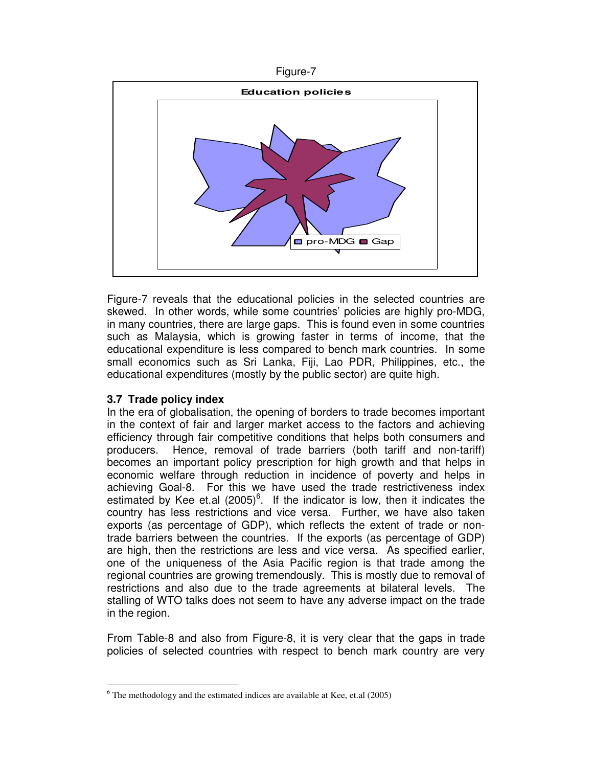Figure-7

Figure-7 reveals that the educational policies in the selected countries are skewed. In other words, while some countries' policies are highly pro-MDG, in many countries, there are large gaps. This is found even in some countries such as Malaysia, which is growing faster in terms of income, that the educational expenditure is less compared to bench mark countries. In some small economics such as Sri Lanka, Fiji, Lao PDR, Philippines, etc., the educational expenditures (mostly by the public sector) are quite high.

### 3.7 Trade policy index

In the era of globalisation, the opening of borders to trade becomes important in the context of fair and larger market access to the factors and achieving efficiency through fair competitive conditions that helps both consumers and producers. Hence, removal of trade barriers (both tariff and non-tariff) becomes an important policy prescription for high growth and that helps in economic welfare through reduction in incidence of poverty and helps in achieving Goal-8. For this we have used the trade restrictiveness index estimated by Kee et.al (2005)[6]. If the indicator is low, then it indicates the country has less restrictions and vice versa. Further, we have also taken exports (as percentage of GDP), which reflects the extent of trade or non-trade barriers between the countries. If the exports (as percentage of GDP) are high, then the restrictions are less and vice versa. As specified earlier, one of the uniqueness of the Asia Pacific region is that trade among the regional countries are growing tremendously. This is mostly due to removal of restrictions and also due to the trade agreements at bilateral levels. The stalling of WTO talks does not seem to have any adverse impact on the trade in the region.

From Table-8 and also from Figure-8, it is very clear that the gaps in trade policies of selected countries with respect to bench mark country are very

[6] The methodology and the estimated indices are available at Kee, et.al (2005)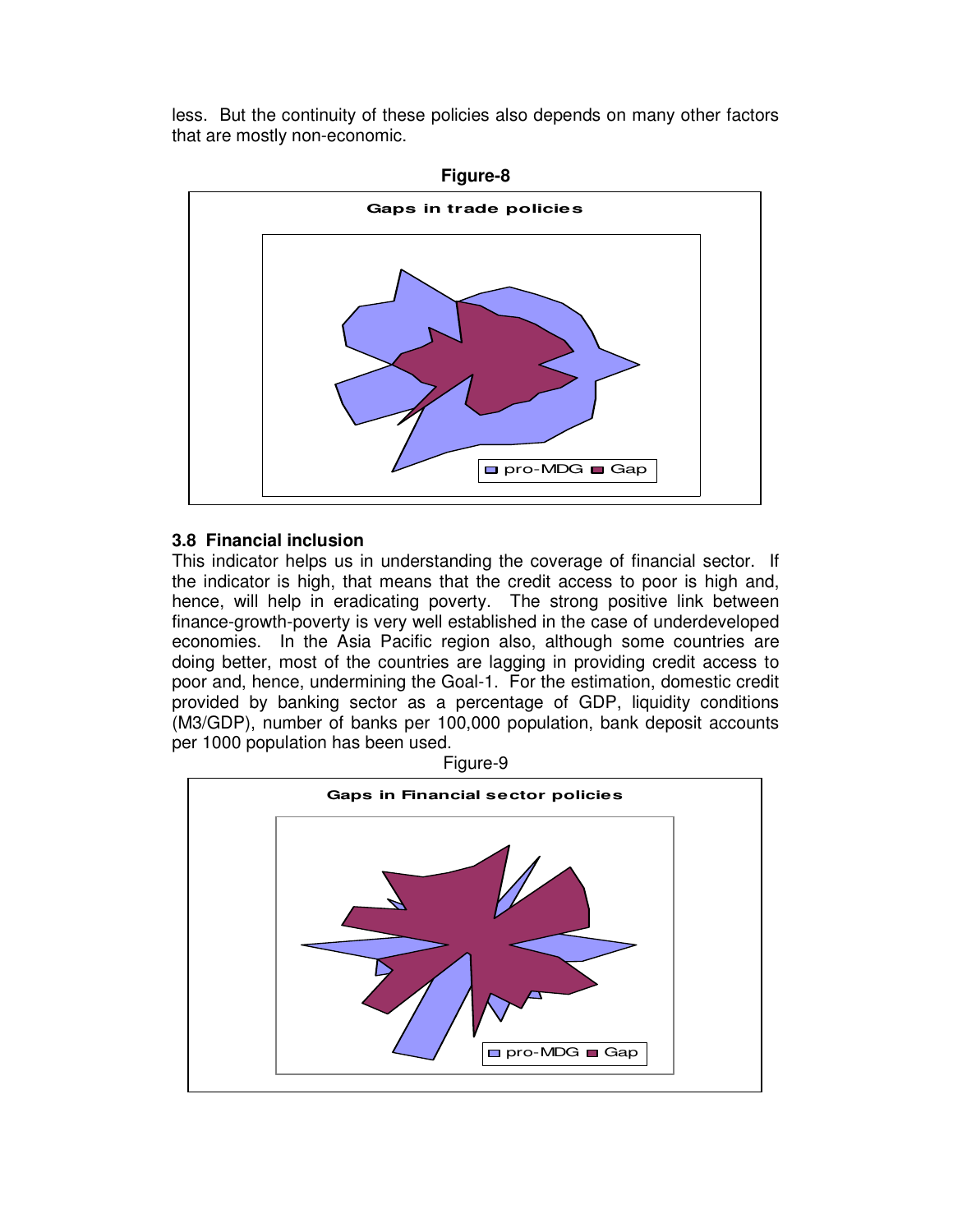less. But the continuity of these policies also depends on many other factors that are mostly non-economic.

**Figure-8**

Gaps in trade policies

pro-MDG Gap

### 3.8 Financial inclusion

This indicator helps us in understanding the coverage of financial sector. If the indicator is high, that means that the credit access to poor is high and, hence, will help in eradicating poverty. The strong positive link between finance-growth-poverty is very well established in the case of underdeveloped economies. In the Asia Pacific region also, although some countries are doing better, most of the countries are lagging in providing credit access to poor and, hence, undermining the Goal-1. For the estimation, domestic credit provided by banking sector as a percentage of GDP, liquidity conditions (M3/GDP), number of banks per 100,000 population, bank deposit accounts per 1000 population has been used.

Figure-9

Gaps in Financial sector policies

pro-MDG Gap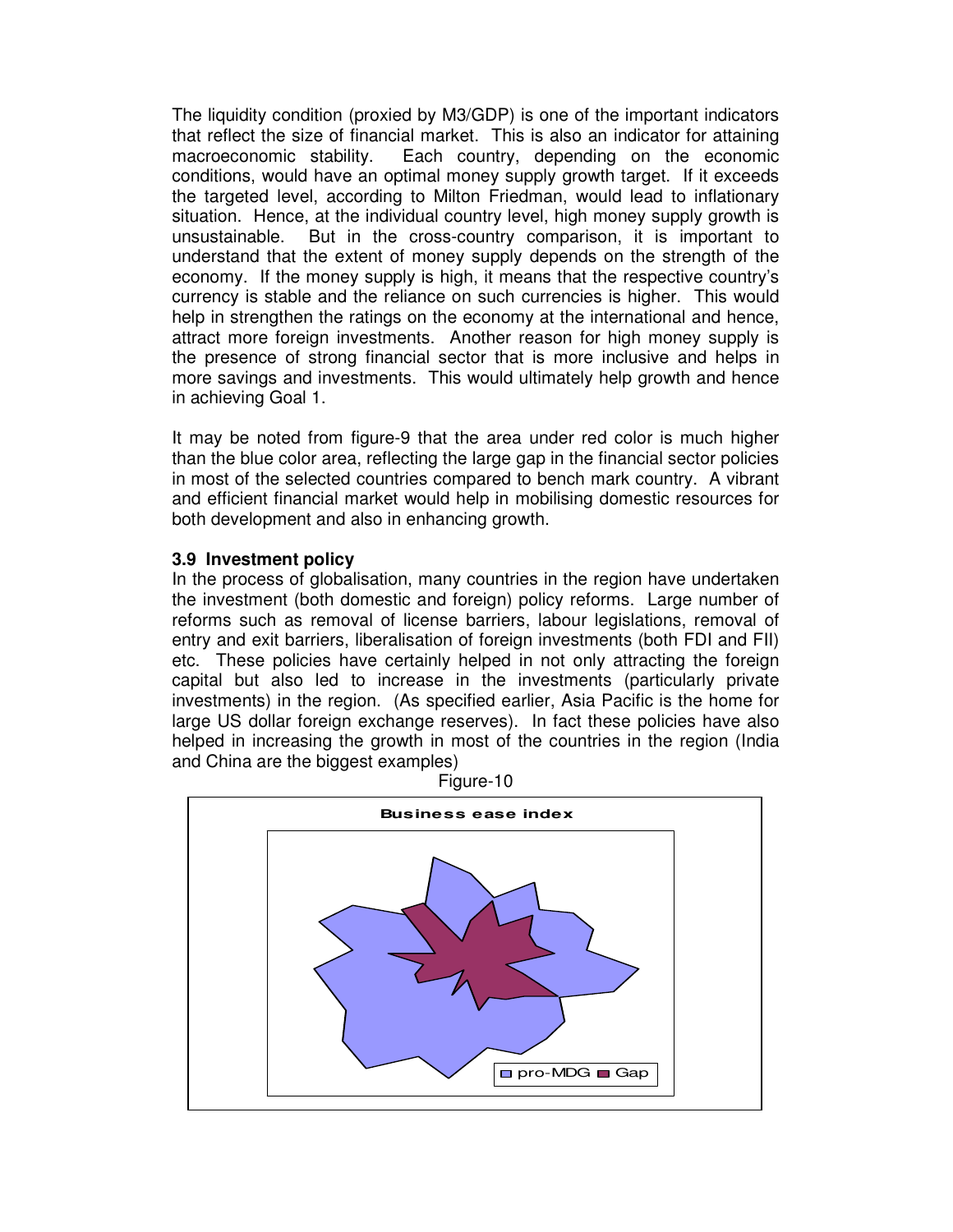The liquidity condition (proxied by M3/GDP) is one of the important indicators that reflect the size of financial market. This is also an indicator for attaining macroeconomic stability. Each country, depending on the economic conditions, would have an optimal money supply growth target. If it exceeds the targeted level, according to Milton Friedman, would lead to inflationary situation. Hence, at the individual country level, high money supply growth is unsustainable. But in the cross-country comparison, it is important to understand that the extent of money supply depends on the strength of the economy. If the money supply is high, it means that the respective country's currency is stable and the reliance on such currencies is higher. This would help in strengthen the ratings on the economy at the international and hence, attract more foreign investments. Another reason for high money supply is the presence of strong financial sector that is more inclusive and helps in more savings and investments. This would ultimately help growth and hence in achieving Goal 1.

It may be noted from figure-9 that the area under red color is much higher than the blue color area, reflecting the large gap in the financial sector policies in most of the selected countries compared to bench mark country. A vibrant and efficient financial market would help in mobilising domestic resources for both development and also in enhancing growth.

### 3.9 Investment policy

In the process of globalisation, many countries in the region have undertaken the investment (both domestic and foreign) policy reforms. Large number of reforms such as removal of license barriers, labour legislations, removal of entry and exit barriers, liberalisation of foreign investments (both FDI and FII) etc. These policies have certainly helped in not only attracting the foreign capital but also led to increase in the investments (particularly private investments) in the region. (As specified earlier, Asia Pacific is the home for large US dollar foreign exchange reserves). In fact these policies have also helped in increasing the growth in most of the countries in the region (India and China are the biggest examples)

Figure-10

**Business ease index**

pro-MDG | Gap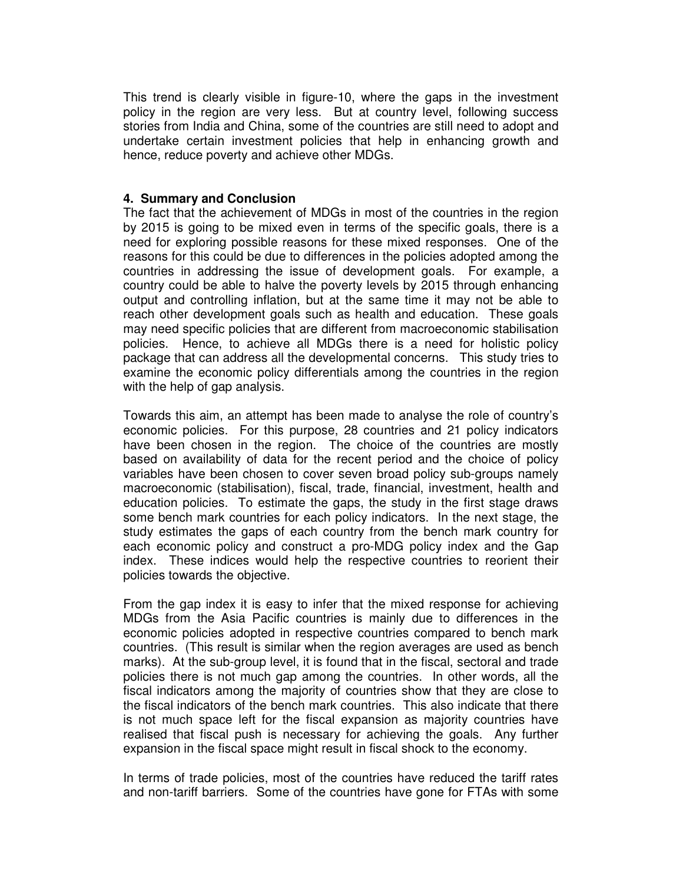This trend is clearly visible in figure-10, where the gaps in the investment policy in the region are very less. But at country level, following success stories from India and China, some of the countries are still need to adopt and undertake certain investment policies that help in enhancing growth and hence, reduce poverty and achieve other MDGs.

### 4. Summary and Conclusion

The fact that the achievement of MDGs in most of the countries in the region by 2015 is going to be mixed even in terms of the specific goals, there is a need for exploring possible reasons for these mixed responses. One of the reasons for this could be due to differences in the policies adopted among the countries in addressing the issue of development goals. For example, a country could be able to halve the poverty levels by 2015 through enhancing output and controlling inflation, but at the same time it may not be able to reach other development goals such as health and education. These goals may need specific policies that are different from macroeconomic stabilisation policies. Hence, to achieve all MDGs there is a need for holistic policy package that can address all the developmental concerns. This study tries to examine the economic policy differentials among the countries in the region with the help of gap analysis.

Towards this aim, an attempt has been made to analyse the role of country's economic policies. For this purpose, 28 countries and 21 policy indicators have been chosen in the region. The choice of the countries are mostly based on availability of data for the recent period and the choice of policy variables have been chosen to cover seven broad policy sub-groups namely macroeconomic (stabilisation), fiscal, trade, financial, investment, health and education policies. To estimate the gaps, the study in the first stage draws some bench mark countries for each policy indicators. In the next stage, the study estimates the gaps of each country from the bench mark country for each economic policy and construct a pro-MDG policy index and the Gap index. These indices would help the respective countries to reorient their policies towards the objective.

From the gap index it is easy to infer that the mixed response for achieving MDGs from the Asia Pacific countries is mainly due to differences in the economic policies adopted in respective countries compared to bench mark countries. (This result is similar when the region averages are used as bench marks). At the sub-group level, it is found that in the fiscal, sectoral and trade policies there is not much gap among the countries. In other words, all the fiscal indicators among the majority of countries show that they are close to the fiscal indicators of the bench mark countries. This also indicate that there is not much space left for the fiscal expansion as majority countries have realised that fiscal push is necessary for achieving the goals. Any further expansion in the fiscal space might result in fiscal shock to the economy.

In terms of trade policies, most of the countries have reduced the tariff rates and non-tariff barriers. Some of the countries have gone for FTAs with some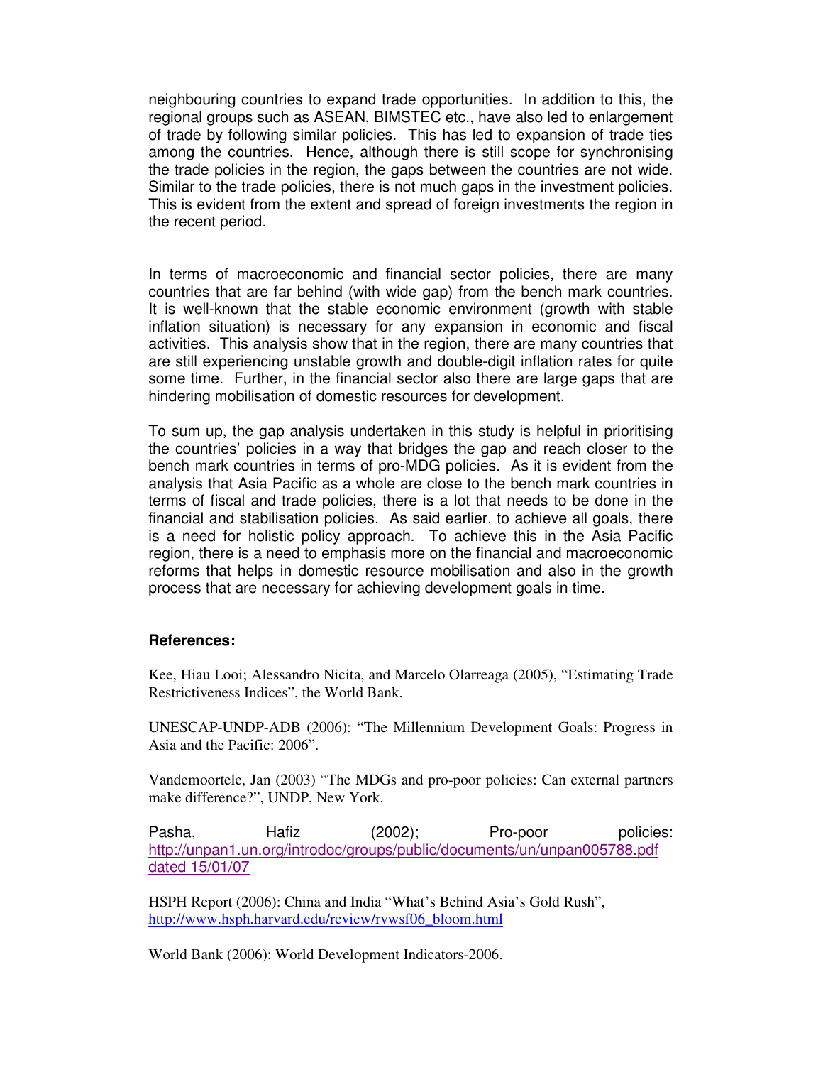neighbouring countries to expand trade opportunities. In addition to this, the regional groups such as ASEAN, BIMSTEC etc., have also led to enlargement of trade by following similar policies. This has led to expansion of trade ties among the countries. Hence, although there is still scope for synchronising the trade policies in the region, the gaps between the countries are not wide. Similar to the trade policies, there is not much gaps in the investment policies. This is evident from the extent and spread of foreign investments the region in the recent period.

In terms of macroeconomic and financial sector policies, there are many countries that are far behind (with wide gap) from the bench mark countries. It is well-known that the stable economic environment (growth with stable inflation situation) is necessary for any expansion in economic and fiscal activities. This analysis show that in the region, there are many countries that are still experiencing unstable growth and double-digit inflation rates for quite some time. Further, in the financial sector also there are large gaps that are hindering mobilisation of domestic resources for development.

To sum up, the gap analysis undertaken in this study is helpful in prioritising the countries' policies in a way that bridges the gap and reach closer to the bench mark countries in terms of pro-MDG policies. As it is evident from the analysis that Asia Pacific as a whole are close to the bench mark countries in terms of fiscal and trade policies, there is a lot that needs to be done in the financial and stabilisation policies. As said earlier, to achieve all goals, there is a need for holistic policy approach. To achieve this in the Asia Pacific region, there is a need to emphasis more on the financial and macroeconomic reforms that helps in domestic resource mobilisation and also in the growth process that are necessary for achieving development goals in time.

**References:**

Kee, Hiau Looi; Alessandro Nicita, and Marcelo Olarreaga (2005), "Estimating Trade Restrictiveness Indices", the World Bank.

UNESCAP-UNDP-ADB (2006): "The Millennium Development Goals: Progress in Asia and the Pacific: 2006".

Vandemoortele, Jan (2003) "The MDGs and pro-poor policies: Can external partners make difference?", UNDP, New York.

Pasha, Hafiz (2002); Pro-poor policies: http://unpan1.un.org/introdoc/groups/public/documents/un/unpan005788.pdf dated 15/01/07

HSPH Report (2006): China and India "What's Behind Asia's Gold Rush", http://www.hsph.harvard.edu/review/rvwsf06_bloom.html

World Bank (2006): World Development Indicators-2006.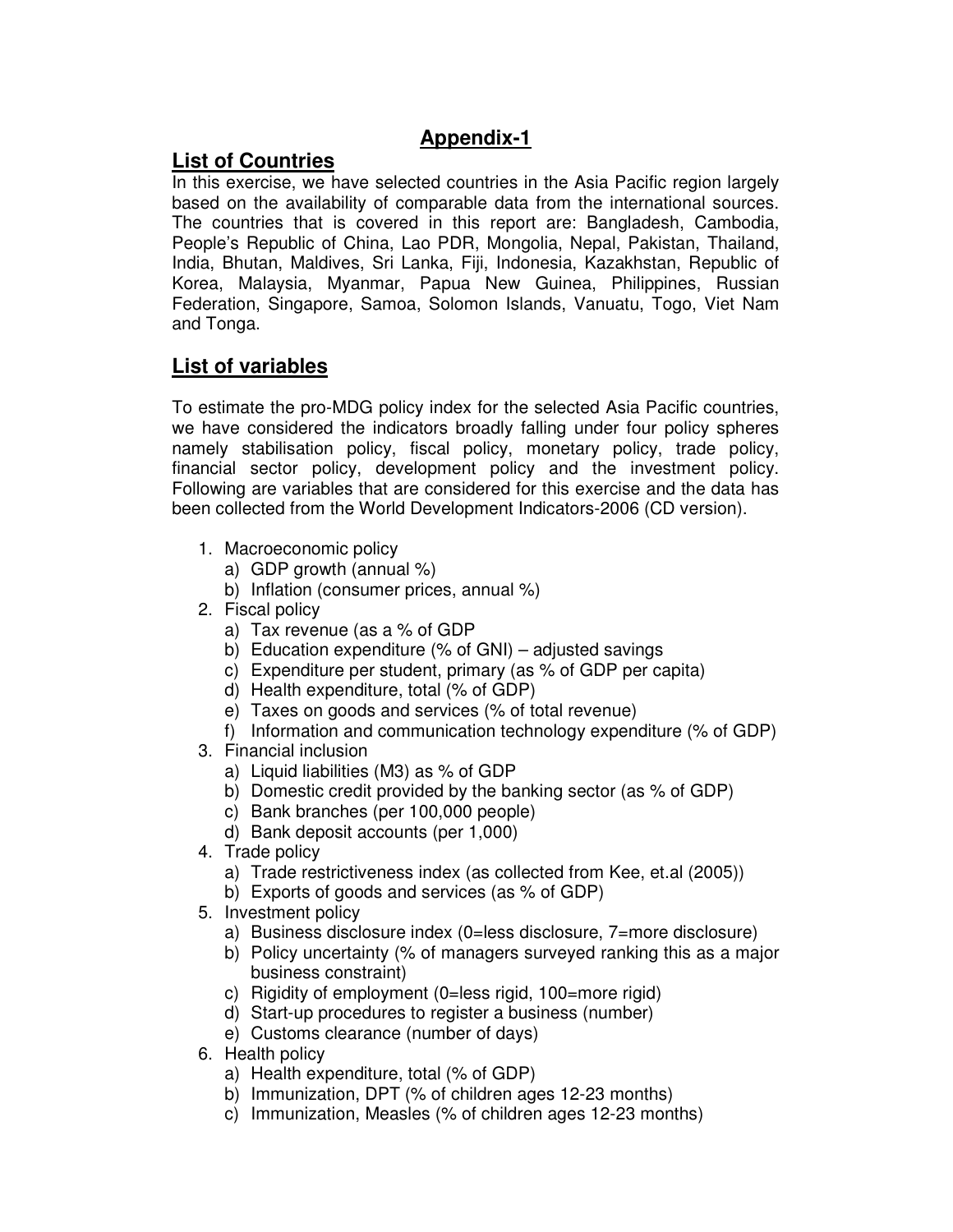# Appendix-1

## List of Countries

In this exercise, we have selected countries in the Asia Pacific region largely based on the availability of comparable data from the international sources. The countries that is covered in this report are: Bangladesh, Cambodia, People's Republic of China, Lao PDR, Mongolia, Nepal, Pakistan, Thailand, India, Bhutan, Maldives, Sri Lanka, Fiji, Indonesia, Kazakhstan, Republic of Korea, Malaysia, Myanmar, Papua New Guinea, Philippines, Russian Federation, Singapore, Samoa, Solomon Islands, Vanuatu, Togo, Viet Nam and Tonga.

## List of variables

To estimate the pro-MDG policy index for the selected Asia Pacific countries, we have considered the indicators broadly falling under four policy spheres namely stabilisation policy, fiscal policy, monetary policy, trade policy, financial sector policy, development policy and the investment policy. Following are variables that are considered for this exercise and the data has been collected from the World Development Indicators-2006 (CD version).

1. Macroeconomic policy
   a) GDP growth (annual %)
   b) Inflation (consumer prices, annual %)
2. Fiscal policy
   a) Tax revenue (as a % of GDP
   b) Education expenditure (% of GNI) – adjusted savings
   c) Expenditure per student, primary (as % of GDP per capita)
   d) Health expenditure, total (% of GDP)
   e) Taxes on goods and services (% of total revenue)
   f) Information and communication technology expenditure (% of GDP)
3. Financial inclusion
   a) Liquid liabilities (M3) as % of GDP
   b) Domestic credit provided by the banking sector (as % of GDP)
   c) Bank branches (per 100,000 people)
   d) Bank deposit accounts (per 1,000)
4. Trade policy
   a) Trade restrictiveness index (as collected from Kee, et.al (2005))
   b) Exports of goods and services (as % of GDP)
5. Investment policy
   a) Business disclosure index (0=less disclosure, 7=more disclosure)
   b) Policy uncertainty (% of managers surveyed ranking this as a major business constraint)
   c) Rigidity of employment (0=less rigid, 100=more rigid)
   d) Start-up procedures to register a business (number)
   e) Customs clearance (number of days)
6. Health policy
   a) Health expenditure, total (% of GDP)
   b) Immunization, DPT (% of children ages 12-23 months)
   c) Immunization, Measles (% of children ages 12-23 months)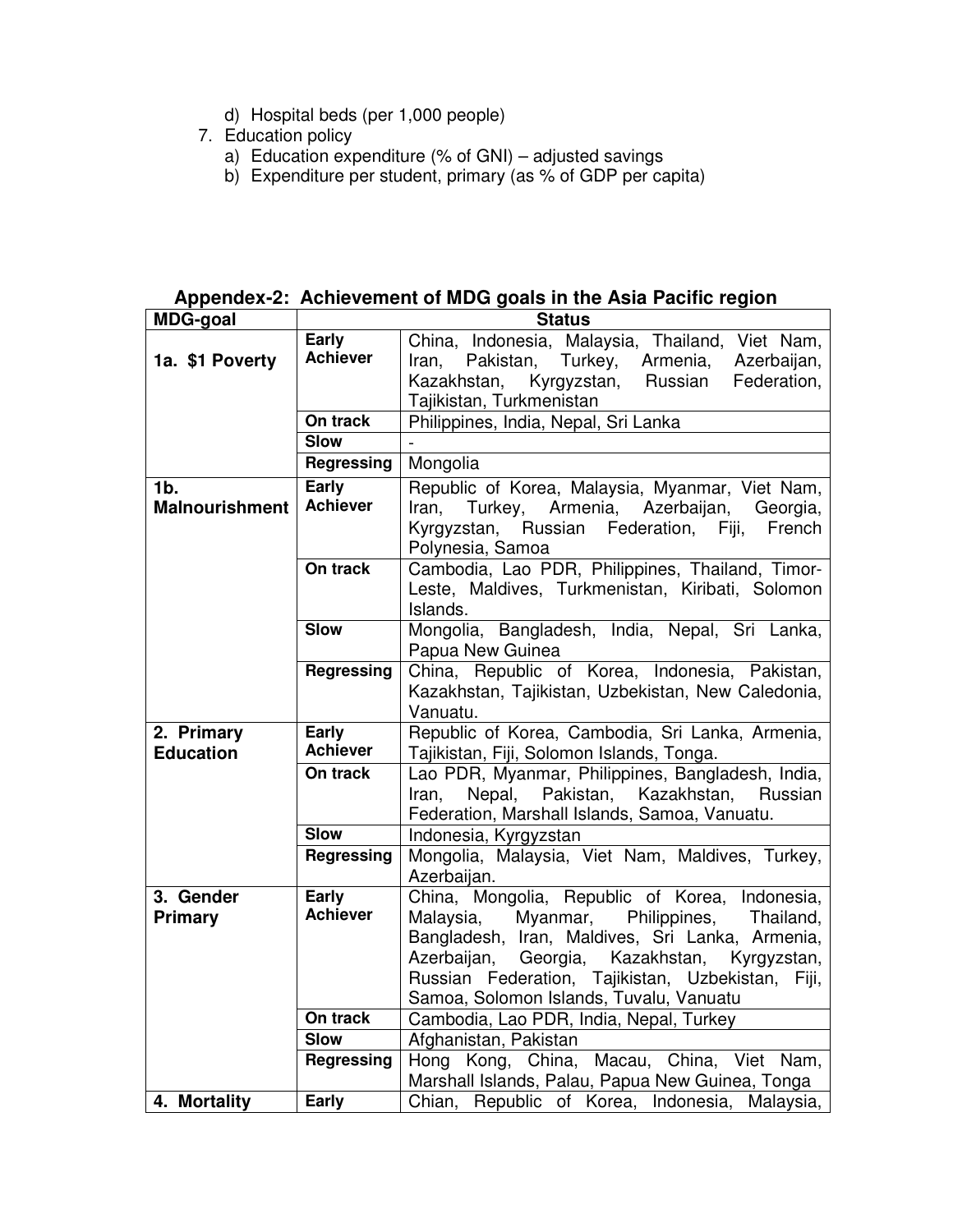d) Hospital beds (per 1,000 people)

7. Education policy
    a) Education expenditure (% of GNI) – adjusted savings
    b) Expenditure per student, primary (as % of GDP per capita)

## Appendex-2: Achievement of MDG goals in the Asia Pacific region

| MDG-goal | Status | |
|---|---|---|
| 1a. $1 Poverty | Early Achiever | China, Indonesia, Malaysia, Thailand, Viet Nam, Iran, Pakistan, Turkey, Armenia, Azerbaijan, Kazakhstan, Kyrgyzstan, Russian Federation, Tajikistan, Turkmenistan |
| | On track | Philippines, India, Nepal, Sri Lanka |
| | Slow | - |
| | Regressing | Mongolia |
| 1b. Malnourishment | Early Achiever | Republic of Korea, Malaysia, Myanmar, Viet Nam, Iran, Turkey, Armenia, Azerbaijan, Georgia, Kyrgyzstan, Russian Federation, Fiji, French Polynesia, Samoa |
| | On track | Cambodia, Lao PDR, Philippines, Thailand, Timor-Leste, Maldives, Turkmenistan, Kiribati, Solomon Islands. |
| | Slow | Mongolia, Bangladesh, India, Nepal, Sri Lanka, Papua New Guinea |
| | Regressing | China, Republic of Korea, Indonesia, Pakistan, Kazakhstan, Tajikistan, Uzbekistan, New Caledonia, Vanuatu. |
| 2. Primary Education | Early Achiever | Republic of Korea, Cambodia, Sri Lanka, Armenia, Tajikistan, Fiji, Solomon Islands, Tonga. |
| | On track | Lao PDR, Myanmar, Philippines, Bangladesh, India, Iran, Nepal, Pakistan, Kazakhstan, Russian Federation, Marshall Islands, Samoa, Vanuatu. |
| | Slow | Indonesia, Kyrgyzstan |
| | Regressing | Mongolia, Malaysia, Viet Nam, Maldives, Turkey, Azerbaijan. |
| 3. Gender Primary | Early Achiever | China, Mongolia, Republic of Korea, Indonesia, Malaysia, Myanmar, Philippines, Thailand, Bangladesh, Iran, Maldives, Sri Lanka, Armenia, Azerbaijan, Georgia, Kazakhstan, Kyrgyzstan, Russian Federation, Tajikistan, Uzbekistan, Fiji, Samoa, Solomon Islands, Tuvalu, Vanuatu |
| | On track | Cambodia, Lao PDR, India, Nepal, Turkey |
| | Slow | Afghanistan, Pakistan |
| | Regressing | Hong Kong, China, Macau, China, Viet Nam, Marshall Islands, Palau, Papua New Guinea, Tonga |
| 4. Mortality | Early | Chian, Republic of Korea, Indonesia, Malaysia, |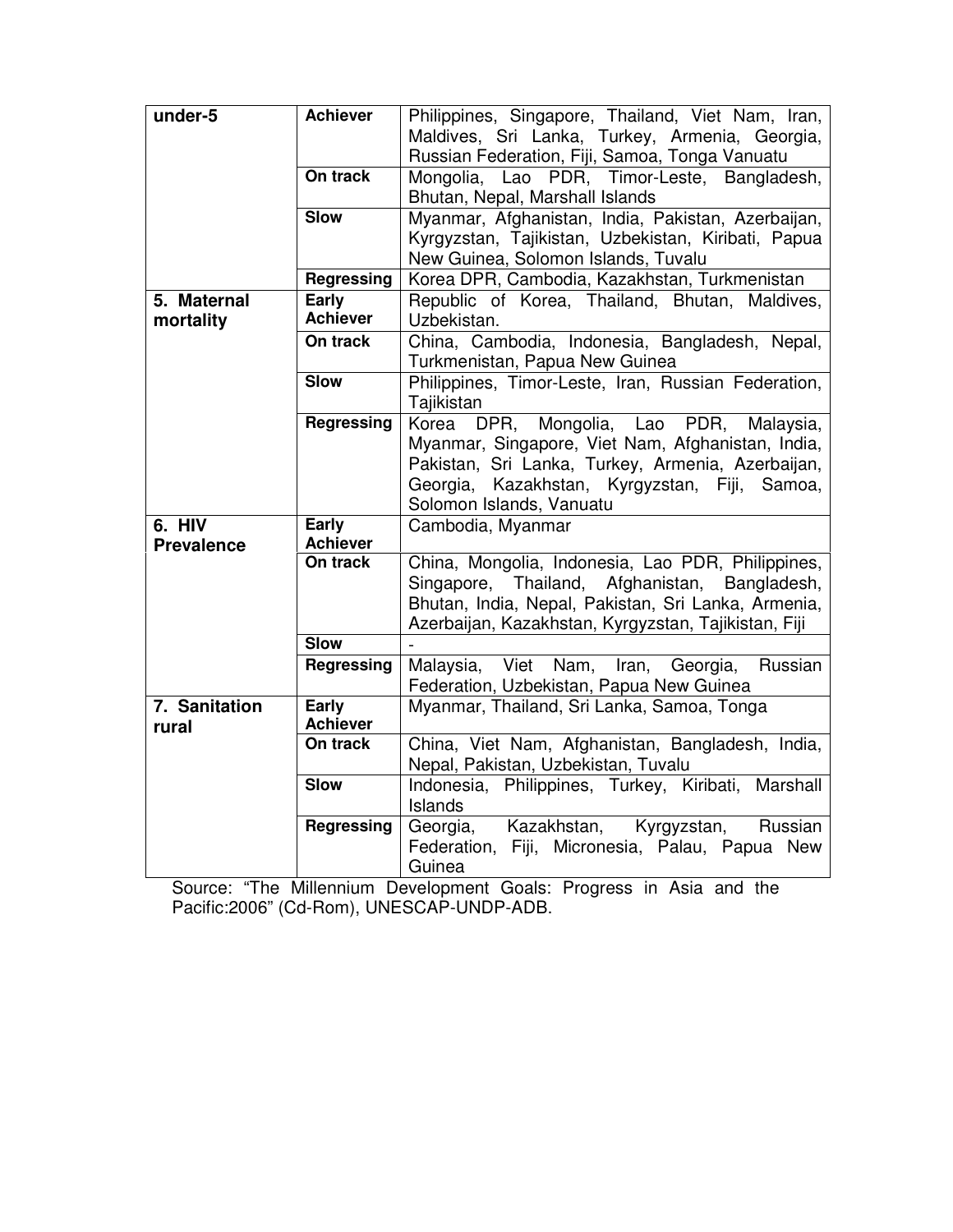| under-5 | Achiever | Philippines, Singapore, Thailand, Viet Nam, Iran, Maldives, Sri Lanka, Turkey, Armenia, Georgia, Russian Federation, Fiji, Samoa, Tonga Vanuatu |
|---|---|---|
| | On track | Mongolia, Lao PDR, Timor-Leste, Bangladesh, Bhutan, Nepal, Marshall Islands |
| | Slow | Myanmar, Afghanistan, India, Pakistan, Azerbaijan, Kyrgyzstan, Tajikistan, Uzbekistan, Kiribati, Papua New Guinea, Solomon Islands, Tuvalu |
| | Regressing | Korea DPR, Cambodia, Kazakhstan, Turkmenistan |
| 5. Maternal mortality | Early Achiever | Republic of Korea, Thailand, Bhutan, Maldives, Uzbekistan. |
| | On track | China, Cambodia, Indonesia, Bangladesh, Nepal, Turkmenistan, Papua New Guinea |
| | Slow | Philippines, Timor-Leste, Iran, Russian Federation, Tajikistan |
| | Regressing | Korea DPR, Mongolia, Lao PDR, Malaysia, Myanmar, Singapore, Viet Nam, Afghanistan, India, Pakistan, Sri Lanka, Turkey, Armenia, Azerbaijan, Georgia, Kazakhstan, Kyrgyzstan, Fiji, Samoa, Solomon Islands, Vanuatu |
| 6. HIV Prevalence | Early Achiever | Cambodia, Myanmar |
| | On track | China, Mongolia, Indonesia, Lao PDR, Philippines, Singapore, Thailand, Afghanistan, Bangladesh, Bhutan, India, Nepal, Pakistan, Sri Lanka, Armenia, Azerbaijan, Kazakhstan, Kyrgyzstan, Tajikistan, Fiji |
| | Slow | - |
| | Regressing | Malaysia, Viet Nam, Iran, Georgia, Russian Federation, Uzbekistan, Papua New Guinea |
| 7. Sanitation rural | Early Achiever | Myanmar, Thailand, Sri Lanka, Samoa, Tonga |
| | On track | China, Viet Nam, Afghanistan, Bangladesh, India, Nepal, Pakistan, Uzbekistan, Tuvalu |
| | Slow | Indonesia, Philippines, Turkey, Kiribati, Marshall Islands |
| | Regressing | Georgia, Kazakhstan, Kyrgyzstan, Russian Federation, Fiji, Micronesia, Palau, Papua New Guinea |

Source: "The Millennium Development Goals: Progress in Asia and the Pacific:2006" (Cd-Rom), UNESCAP-UNDP-ADB.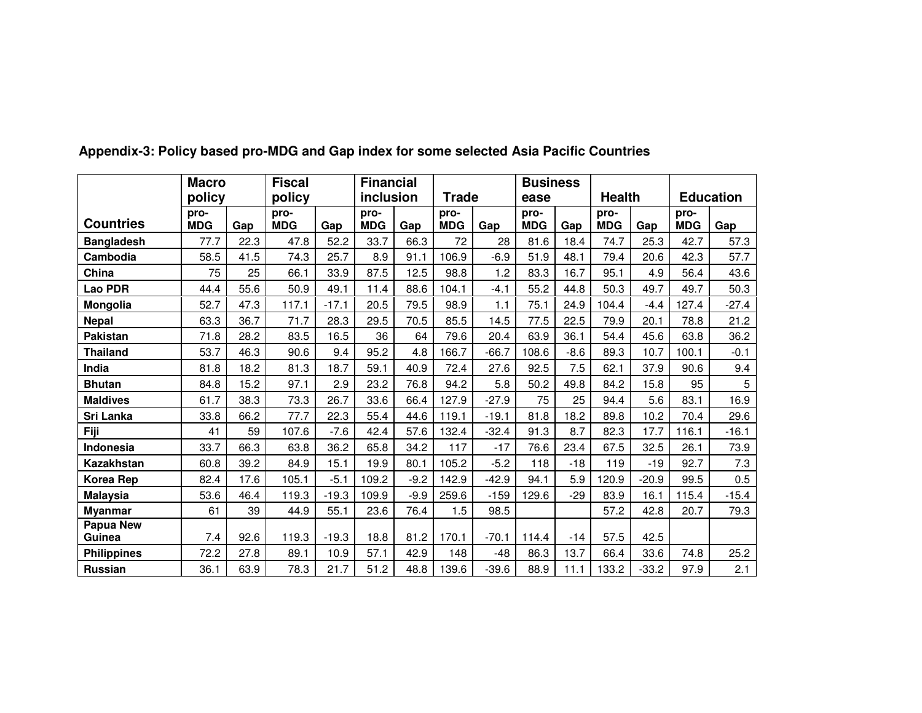**Appendix-3: Policy based pro-MDG and Gap index for some selected Asia Pacific Countries**

| Countries | Macro policy | | Fiscal policy | | Financial inclusion | | Trade | | Business ease | | Health | | Education | |
|---|---|---|---|---|---|---|---|---|---|---|---|---|---|---|
| | pro-MDG | Gap | pro-MDG | Gap | pro-MDG | Gap | pro-MDG | Gap | pro-MDG | Gap | pro-MDG | Gap | pro-MDG | Gap |
| **Bangladesh** | 77.7 | 22.3 | 47.8 | 52.2 | 33.7 | 66.3 | 72 | 28 | 81.6 | 18.4 | 74.7 | 25.3 | 42.7 | 57.3 |
| **Cambodia** | 58.5 | 41.5 | 74.3 | 25.7 | 8.9 | 91.1 | 106.9 | -6.9 | 51.9 | 48.1 | 79.4 | 20.6 | 42.3 | 57.7 |
| **China** | 75 | 25 | 66.1 | 33.9 | 87.5 | 12.5 | 98.8 | 1.2 | 83.3 | 16.7 | 95.1 | 4.9 | 56.4 | 43.6 |
| **Lao PDR** | 44.4 | 55.6 | 50.9 | 49.1 | 11.4 | 88.6 | 104.1 | -4.1 | 55.2 | 44.8 | 50.3 | 49.7 | 49.7 | 50.3 |
| **Mongolia** | 52.7 | 47.3 | 117.1 | -17.1 | 20.5 | 79.5 | 98.9 | 1.1 | 75.1 | 24.9 | 104.4 | -4.4 | 127.4 | -27.4 |
| **Nepal** | 63.3 | 36.7 | 71.7 | 28.3 | 29.5 | 70.5 | 85.5 | 14.5 | 77.5 | 22.5 | 79.9 | 20.1 | 78.8 | 21.2 |
| **Pakistan** | 71.8 | 28.2 | 83.5 | 16.5 | 36 | 64 | 79.6 | 20.4 | 63.9 | 36.1 | 54.4 | 45.6 | 63.8 | 36.2 |
| **Thailand** | 53.7 | 46.3 | 90.6 | 9.4 | 95.2 | 4.8 | 166.7 | -66.7 | 108.6 | -8.6 | 89.3 | 10.7 | 100.1 | -0.1 |
| **India** | 81.8 | 18.2 | 81.3 | 18.7 | 59.1 | 40.9 | 72.4 | 27.6 | 92.5 | 7.5 | 62.1 | 37.9 | 90.6 | 9.4 |
| **Bhutan** | 84.8 | 15.2 | 97.1 | 2.9 | 23.2 | 76.8 | 94.2 | 5.8 | 50.2 | 49.8 | 84.2 | 15.8 | 95 | 5 |
| **Maldives** | 61.7 | 38.3 | 73.3 | 26.7 | 33.6 | 66.4 | 127.9 | -27.9 | 75 | 25 | 94.4 | 5.6 | 83.1 | 16.9 |
| **Sri Lanka** | 33.8 | 66.2 | 77.7 | 22.3 | 55.4 | 44.6 | 119.1 | -19.1 | 81.8 | 18.2 | 89.8 | 10.2 | 70.4 | 29.6 |
| **Fiji** | 41 | 59 | 107.6 | -7.6 | 42.4 | 57.6 | 132.4 | -32.4 | 91.3 | 8.7 | 82.3 | 17.7 | 116.1 | -16.1 |
| **Indonesia** | 33.7 | 66.3 | 63.8 | 36.2 | 65.8 | 34.2 | 117 | -17 | 76.6 | 23.4 | 67.5 | 32.5 | 26.1 | 73.9 |
| **Kazakhstan** | 60.8 | 39.2 | 84.9 | 15.1 | 19.9 | 80.1 | 105.2 | -5.2 | 118 | -18 | 119 | -19 | 92.7 | 7.3 |
| **Korea Rep** | 82.4 | 17.6 | 105.1 | -5.1 | 109.2 | -9.2 | 142.9 | -42.9 | 94.1 | 5.9 | 120.9 | -20.9 | 99.5 | 0.5 |
| **Malaysia** | 53.6 | 46.4 | 119.3 | -19.3 | 109.9 | -9.9 | 259.6 | -159 | 129.6 | -29 | 83.9 | 16.1 | 115.4 | -15.4 |
| **Myanmar** | 61 | 39 | 44.9 | 55.1 | 23.6 | 76.4 | 1.5 | 98.5 | | | 57.2 | 42.8 | 20.7 | 79.3 |
| **Papua New Guinea** | 7.4 | 92.6 | 119.3 | -19.3 | 18.8 | 81.2 | 170.1 | -70.1 | 114.4 | -14 | 57.5 | 42.5 | | |
| **Philippines** | 72.2 | 27.8 | 89.1 | 10.9 | 57.1 | 42.9 | 148 | -48 | 86.3 | 13.7 | 66.4 | 33.6 | 74.8 | 25.2 |
| **Russian** | 36.1 | 63.9 | 78.3 | 21.7 | 51.2 | 48.8 | 139.6 | -39.6 | 88.9 | 11.1 | 133.2 | -33.2 | 97.9 | 2.1 |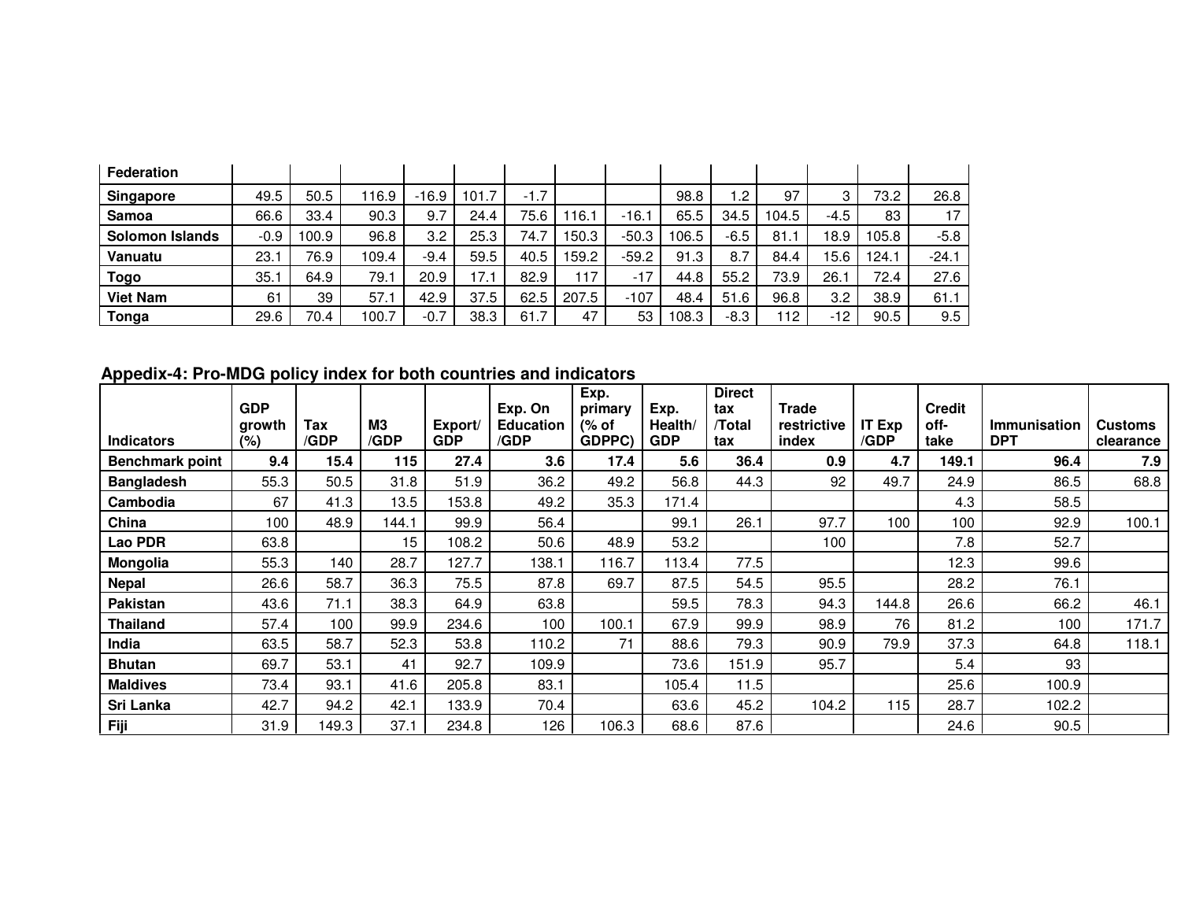| | | | | | | | | | | | | | | |
|---|---|---|---|---|---|---|---|---|---|---|---|---|---|---|
| **Federation** | | | | | | | | | | | | | | |
| **Singapore** | 49.5 | 50.5 | 116.9 | -16.9 | 101.7 | -1.7 | | | 98.8 | 1.2 | 97 | 3 | 73.2 | 26.8 |
| **Samoa** | 66.6 | 33.4 | 90.3 | 9.7 | 24.4 | 75.6 | 116.1 | -16.1 | 65.5 | 34.5 | 104.5 | -4.5 | 83 | 17 |
| **Solomon Islands** | -0.9 | 100.9 | 96.8 | 3.2 | 25.3 | 74.7 | 150.3 | -50.3 | 106.5 | -6.5 | 81.1 | 18.9 | 105.8 | -5.8 |
| **Vanuatu** | 23.1 | 76.9 | 109.4 | -9.4 | 59.5 | 40.5 | 159.2 | -59.2 | 91.3 | 8.7 | 84.4 | 15.6 | 124.1 | -24.1 |
| **Togo** | 35.1 | 64.9 | 79.1 | 20.9 | 17.1 | 82.9 | 117 | -17 | 44.8 | 55.2 | 73.9 | 26.1 | 72.4 | 27.6 |
| **Viet Nam** | 61 | 39 | 57.1 | 42.9 | 37.5 | 62.5 | 207.5 | -107 | 48.4 | 51.6 | 96.8 | 3.2 | 38.9 | 61.1 |
| **Tonga** | 29.6 | 70.4 | 100.7 | -0.7 | 38.3 | 61.7 | 47 | 53 | 108.3 | -8.3 | 112 | -12 | 90.5 | 9.5 |

**Appedix-4: Pro-MDG policy index for both countries and indicators**

| Indicators | GDP growth (%) | Tax /GDP | M3 /GDP | Export/ GDP | Exp. On Education /GDP | Exp. primary (% of GDPPC) | Exp. Health/ GDP | Direct tax /Total tax | Trade restrictive index | IT Exp /GDP | Credit off-take | Immunisation DPT | Customs clearance |
|---|---|---|---|---|---|---|---|---|---|---|---|---|---|
| **Benchmark point** | **9.4** | **15.4** | **115** | **27.4** | **3.6** | **17.4** | **5.6** | **36.4** | **0.9** | **4.7** | **149.1** | **96.4** | **7.9** |
| **Bangladesh** | 55.3 | 50.5 | 31.8 | 51.9 | 36.2 | 49.2 | 56.8 | 44.3 | 92 | 49.7 | 24.9 | 86.5 | 68.8 |
| **Cambodia** | 67 | 41.3 | 13.5 | 153.8 | 49.2 | 35.3 | 171.4 | | | | 4.3 | 58.5 | |
| **China** | 100 | 48.9 | 144.1 | 99.9 | 56.4 | | 99.1 | 26.1 | 97.7 | 100 | 100 | 92.9 | 100.1 |
| **Lao PDR** | 63.8 | | 15 | 108.2 | 50.6 | 48.9 | 53.2 | | 100 | | 7.8 | 52.7 | |
| **Mongolia** | 55.3 | 140 | 28.7 | 127.7 | 138.1 | 116.7 | 113.4 | 77.5 | | | 12.3 | 99.6 | |
| **Nepal** | 26.6 | 58.7 | 36.3 | 75.5 | 87.8 | 69.7 | 87.5 | 54.5 | 95.5 | | 28.2 | 76.1 | |
| **Pakistan** | 43.6 | 71.1 | 38.3 | 64.9 | 63.8 | | 59.5 | 78.3 | 94.3 | 144.8 | 26.6 | 66.2 | 46.1 |
| **Thailand** | 57.4 | 100 | 99.9 | 234.6 | 100 | 100.1 | 67.9 | 99.9 | 98.9 | 76 | 81.2 | 100 | 171.7 |
| **India** | 63.5 | 58.7 | 52.3 | 53.8 | 110.2 | 71 | 88.6 | 79.3 | 90.9 | 79.9 | 37.3 | 64.8 | 118.1 |
| **Bhutan** | 69.7 | 53.1 | 41 | 92.7 | 109.9 | | 73.6 | 151.9 | 95.7 | | 5.4 | 93 | |
| **Maldives** | 73.4 | 93.1 | 41.6 | 205.8 | 83.1 | | 105.4 | 11.5 | | | 25.6 | 100.9 | |
| **Sri Lanka** | 42.7 | 94.2 | 42.1 | 133.9 | 70.4 | | 63.6 | 45.2 | 104.2 | 115 | 28.7 | 102.2 | |
| **Fiji** | 31.9 | 149.3 | 37.1 | 234.8 | 126 | 106.3 | 68.6 | 87.6 | | | 24.6 | 90.5 | |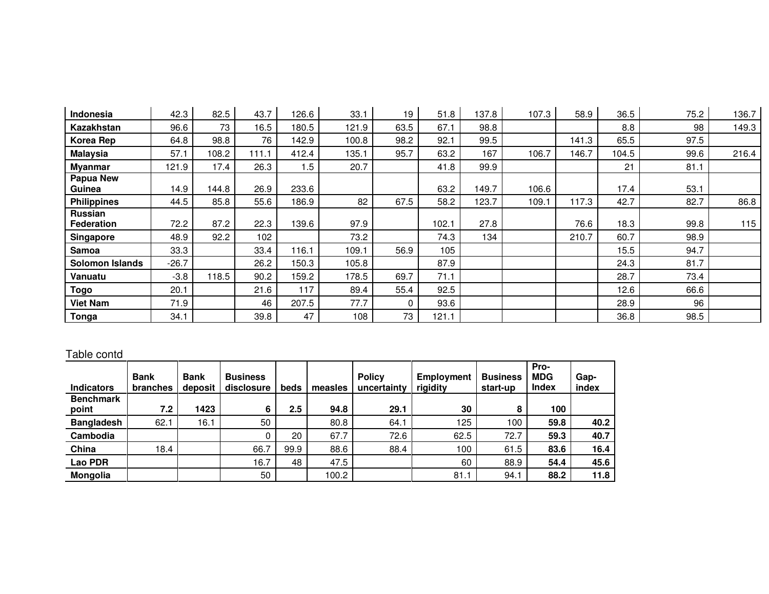| | | | | | | | | | | | | | |
|---|---|---|---|---|---|---|---|---|---|---|---|---|---|
| **Indonesia** | 42.3 | 82.5 | 43.7 | 126.6 | 33.1 | 19 | 51.8 | 137.8 | 107.3 | 58.9 | 36.5 | 75.2 | 136.7 |
| **Kazakhstan** | 96.6 | 73 | 16.5 | 180.5 | 121.9 | 63.5 | 67.1 | 98.8 | | | 8.8 | 98 | 149.3 |
| **Korea Rep** | 64.8 | 98.8 | 76 | 142.9 | 100.8 | 98.2 | 92.1 | 99.5 | | 141.3 | 65.5 | 97.5 | |
| **Malaysia** | 57.1 | 108.2 | 111.1 | 412.4 | 135.1 | 95.7 | 63.2 | 167 | 106.7 | 146.7 | 104.5 | 99.6 | 216.4 |
| **Myanmar** | 121.9 | 17.4 | 26.3 | 1.5 | 20.7 | | 41.8 | 99.9 | | | 21 | 81.1 | |
| **Papua New Guinea** | 14.9 | 144.8 | 26.9 | 233.6 | | | 63.2 | 149.7 | 106.6 | | 17.4 | 53.1 | |
| **Philippines** | 44.5 | 85.8 | 55.6 | 186.9 | 82 | 67.5 | 58.2 | 123.7 | 109.1 | 117.3 | 42.7 | 82.7 | 86.8 |
| **Russian Federation** | 72.2 | 87.2 | 22.3 | 139.6 | 97.9 | | 102.1 | 27.8 | | 76.6 | 18.3 | 99.8 | 115 |
| **Singapore** | 48.9 | 92.2 | 102 | | 73.2 | | 74.3 | 134 | | 210.7 | 60.7 | 98.9 | |
| **Samoa** | 33.3 | | 33.4 | 116.1 | 109.1 | 56.9 | 105 | | | | 15.5 | 94.7 | |
| **Solomon Islands** | -26.7 | | 26.2 | 150.3 | 105.8 | | 87.9 | | | | 24.3 | 81.7 | |
| **Vanuatu** | -3.8 | 118.5 | 90.2 | 159.2 | 178.5 | 69.7 | 71.1 | | | | 28.7 | 73.4 | |
| **Togo** | 20.1 | | 21.6 | 117 | 89.4 | 55.4 | 92.5 | | | | 12.6 | 66.6 | |
| **Viet Nam** | 71.9 | | 46 | 207.5 | 77.7 | 0 | 93.6 | | | | 28.9 | 96 | |
| **Tonga** | 34.1 | | 39.8 | 47 | 108 | 73 | 121.1 | | | | 36.8 | 98.5 | |

Table contd

| Indicators | Bank branches | Bank deposit | Business disclosure | beds | measles | Policy uncertainty | Employment rigidity | Business start-up | Pro-MDG Index | Gap-index |
|---|---|---|---|---|---|---|---|---|---|---|
| **Benchmark point** | **7.2** | **1423** | **6** | **2.5** | **94.8** | **29.1** | **30** | **8** | **100** | |
| **Bangladesh** | 62.1 | 16.1 | 50 | | 80.8 | 64.1 | 125 | 100 | **59.8** | **40.2** |
| **Cambodia** | | | 0 | 20 | 67.7 | 72.6 | 62.5 | 72.7 | **59.3** | **40.7** |
| **China** | 18.4 | | 66.7 | 99.9 | 88.6 | 88.4 | 100 | 61.5 | **83.6** | **16.4** |
| **Lao PDR** | | | 16.7 | 48 | 47.5 | | 60 | 88.9 | **54.4** | **45.6** |
| **Mongolia** | | | 50 | | 100.2 | | 81.1 | 94.1 | **88.2** | **11.8** |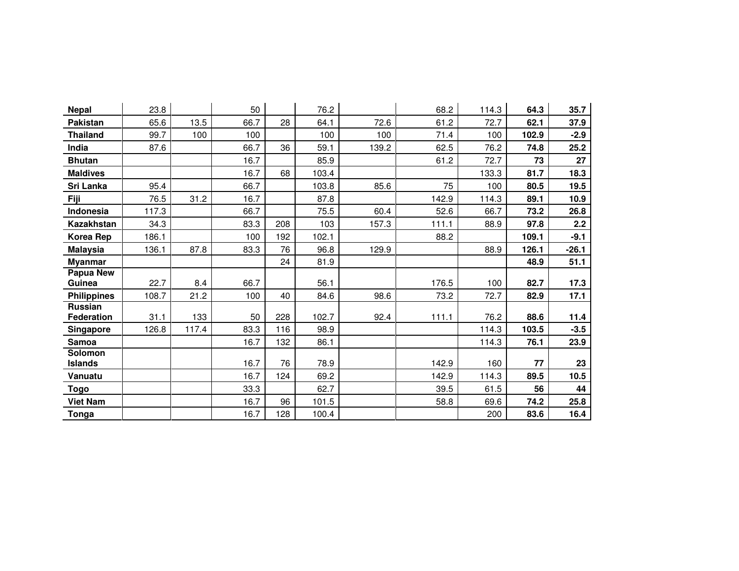| | | | | | | | | | | |
|---|---|---|---|---|---|---|---|---|---|---|
| **Nepal** | 23.8 | | 50 | | 76.2 | | 68.2 | 114.3 | **64.3** | **35.7** |
| **Pakistan** | 65.6 | 13.5 | 66.7 | 28 | 64.1 | 72.6 | 61.2 | 72.7 | **62.1** | **37.9** |
| **Thailand** | 99.7 | 100 | 100 | | 100 | 100 | 71.4 | 100 | **102.9** | **-2.9** |
| **India** | 87.6 | | 66.7 | 36 | 59.1 | 139.2 | 62.5 | 76.2 | **74.8** | **25.2** |
| **Bhutan** | | | 16.7 | | 85.9 | | 61.2 | 72.7 | **73** | **27** |
| **Maldives** | | | 16.7 | 68 | 103.4 | | | 133.3 | **81.7** | **18.3** |
| **Sri Lanka** | 95.4 | | 66.7 | | 103.8 | 85.6 | 75 | 100 | **80.5** | **19.5** |
| **Fiji** | 76.5 | 31.2 | 16.7 | | 87.8 | | 142.9 | 114.3 | **89.1** | **10.9** |
| **Indonesia** | 117.3 | | 66.7 | | 75.5 | 60.4 | 52.6 | 66.7 | **73.2** | **26.8** |
| **Kazakhstan** | 34.3 | | 83.3 | 208 | 103 | 157.3 | 111.1 | 88.9 | **97.8** | **2.2** |
| **Korea Rep** | 186.1 | | 100 | 192 | 102.1 | | 88.2 | | **109.1** | **-9.1** |
| **Malaysia** | 136.1 | 87.8 | 83.3 | 76 | 96.8 | 129.9 | | 88.9 | **126.1** | **-26.1** |
| **Myanmar** | | | | 24 | 81.9 | | | | **48.9** | **51.1** |
| **Papua New Guinea** | 22.7 | 8.4 | 66.7 | | 56.1 | | 176.5 | 100 | **82.7** | **17.3** |
| **Philippines** | 108.7 | 21.2 | 100 | 40 | 84.6 | 98.6 | 73.2 | 72.7 | **82.9** | **17.1** |
| **Russian Federation** | 31.1 | 133 | 50 | 228 | 102.7 | 92.4 | 111.1 | 76.2 | **88.6** | **11.4** |
| **Singapore** | 126.8 | 117.4 | 83.3 | 116 | 98.9 | | | 114.3 | **103.5** | **-3.5** |
| **Samoa** | | | 16.7 | 132 | 86.1 | | | 114.3 | **76.1** | **23.9** |
| **Solomon Islands** | | | 16.7 | 76 | 78.9 | | 142.9 | 160 | **77** | **23** |
| **Vanuatu** | | | 16.7 | 124 | 69.2 | | 142.9 | 114.3 | **89.5** | **10.5** |
| **Togo** | | | 33.3 | | 62.7 | | 39.5 | 61.5 | **56** | **44** |
| **Viet Nam** | | | 16.7 | 96 | 101.5 | | 58.8 | 69.6 | **74.2** | **25.8** |
| **Tonga** | | | 16.7 | 128 | 100.4 | | | 200 | **83.6** | **16.4** |